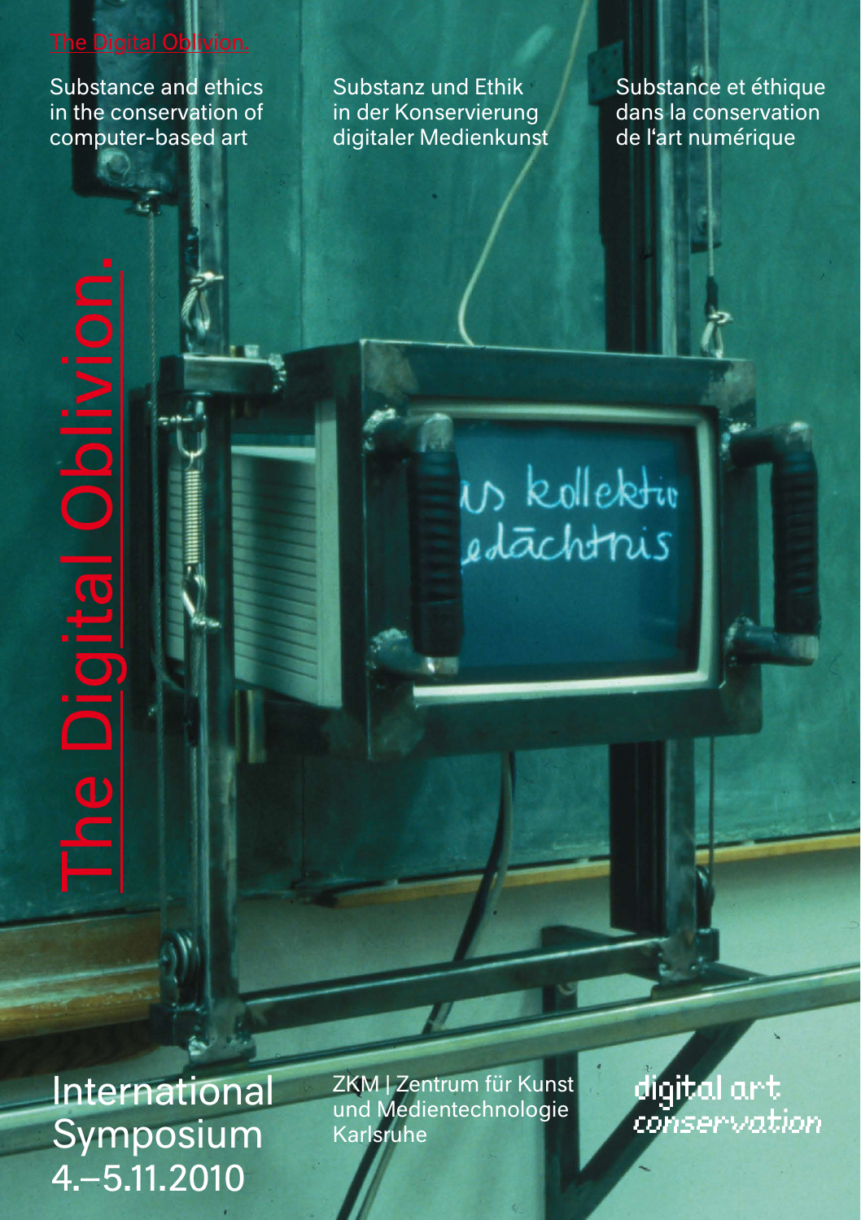The Digital Oblivion.

# The Digital Oblivion.

Substance and ethics in the conservation of computer-based art

Substanz und Ethik in der Konservierung digitaler Medienkunst

Substance et éthique dans la conservation de l'art numérique

## International Symposium 4.–5.11.2010

ZKM | Zentrum für Kunst und Medientechnologie Karlsruhe

digital art conservation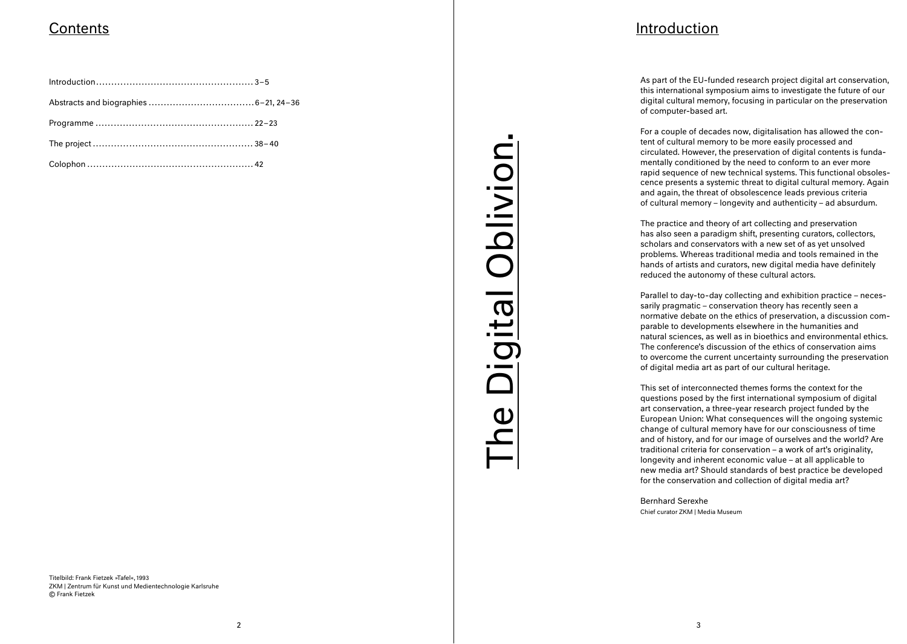## Contents

| | |
|---|---|
| Introduction | 3–5 |
| Abstracts and biographies | 6–21, 24–36 |
| Programme | 22–23 |
| The project | 38–40 |
| Colophon | 42 |

Titelbild: Frank Fietzek »Tafel«, 1993
ZKM | Zentrum für Kunst und Medientechnologie Karlsruhe
© Frank Fietzek

# The Digital Oblivion.

## Introduction

As part of the EU-funded research project digital art conservation, this international symposium aims to investigate the future of our digital cultural memory, focusing in particular on the preservation of computer-based art.

For a couple of decades now, digitalisation has allowed the content of cultural memory to be more easily processed and circulated. However, the preservation of digital contents is fundamentally conditioned by the need to conform to an ever more rapid sequence of new technical systems. This functional obsolescence presents a systemic threat to digital cultural memory. Again and again, the threat of obsolescence leads previous criteria of cultural memory – longevity and authenticity – ad absurdum.

The practice and theory of art collecting and preservation has also seen a paradigm shift, presenting curators, collectors, scholars and conservators with a new set of as yet unsolved problems. Whereas traditional media and tools remained in the hands of artists and curators, new digital media have definitely reduced the autonomy of these cultural actors.

Parallel to day-to-day collecting and exhibition practice – necessarily pragmatic – conservation theory has recently seen a normative debate on the ethics of preservation, a discussion comparable to developments elsewhere in the humanities and natural sciences, as well as in bioethics and environmental ethics. The conference's discussion of the ethics of conservation aims to overcome the current uncertainty surrounding the preservation of digital media art as part of our cultural heritage.

This set of interconnected themes forms the context for the questions posed by the first international symposium of digital art conservation, a three-year research project funded by the European Union: What consequences will the ongoing systemic change of cultural memory have for our consciousness of time and of history, and for our image of ourselves and the world? Are traditional criteria for conservation – a work of art's originality, longevity and inherent economic value – at all applicable to new media art? Should standards of best practice be developed for the conservation and collection of digital media art?

Bernhard Serexhe
Chief curator ZKM | Media Museum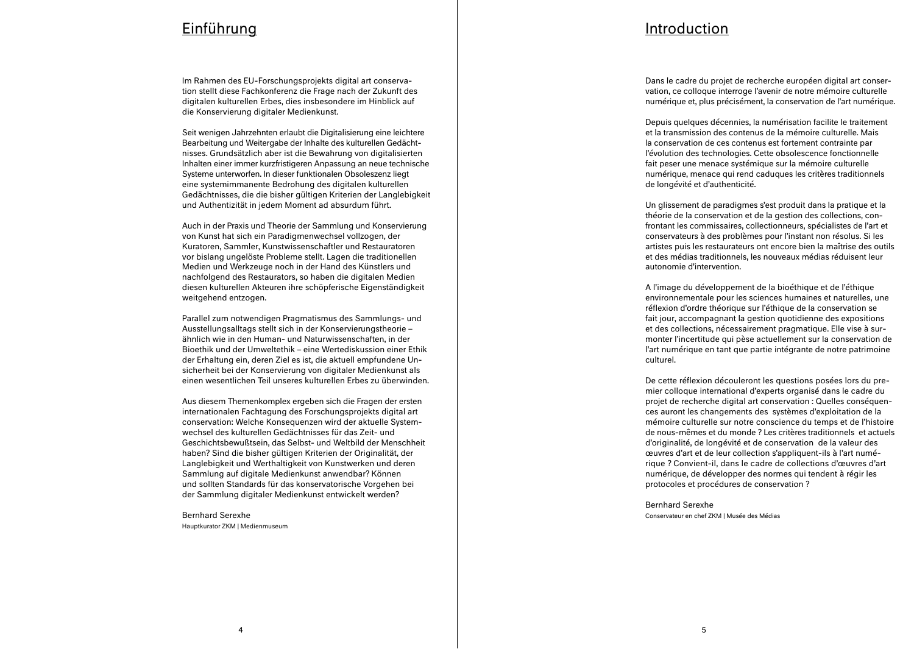# Einführung

Im Rahmen des EU-Forschungsprojekts digital art conservation stellt diese Fachkonferenz die Frage nach der Zukunft des digitalen kulturellen Erbes, dies insbesondere im Hinblick auf die Konservierung digitaler Medienkunst.

Seit wenigen Jahrzehnten erlaubt die Digitalisierung eine leichtere Bearbeitung und Weitergabe der Inhalte des kulturellen Gedächtnisses. Grundsätzlich aber ist die Bewahrung von digitalisierten Inhalten einer immer kurzfristigeren Anpassung an neue technische Systeme unterworfen. In dieser funktionalen Obsoleszenz liegt eine systemimmanente Bedrohung des digitalen kulturellen Gedächtnisses, die die bisher gültigen Kriterien der Langlebigkeit und Authentizität in jedem Moment ad absurdum führt.

Auch in der Praxis und Theorie der Sammlung und Konservierung von Kunst hat sich ein Paradigmenwechsel vollzogen, der Kuratoren, Sammler, Kunstwissenschaftler und Restauratoren vor bislang ungelöste Probleme stellt. Lagen die traditionellen Medien und Werkzeuge noch in der Hand des Künstlers und nachfolgend des Restaurators, so haben die digitalen Medien diesen kulturellen Akteuren ihre schöpferische Eigenständigkeit weitgehend entzogen.

Parallel zum notwendigen Pragmatismus des Sammlungs- und Ausstellungsalltags stellt sich in der Konservierungstheorie – ähnlich wie in den Human- und Naturwissenschaften, in der Bioethik und der Umweltethik – eine Wertediskussion einer Ethik der Erhaltung ein, deren Ziel es ist, die aktuell empfundene Unsicherheit bei der Konservierung von digitaler Medienkunst als einen wesentlichen Teil unseres kulturellen Erbes zu überwinden.

Aus diesem Themenkomplex ergeben sich die Fragen der ersten internationalen Fachtagung des Forschungsprojekts digital art conservation: Welche Konsequenzen wird der aktuelle Systemwechsel des kulturellen Gedächtnisses für das Zeit- und Geschichtsbewußtsein, das Selbst- und Weltbild der Menschheit haben? Sind die bisher gültigen Kriterien der Originalität, der Langlebigkeit und Werthaltigkeit von Kunstwerken und deren Sammlung auf digitale Medienkunst anwendbar? Können und sollten Standards für das konservatorische Vorgehen bei der Sammlung digitaler Medienkunst entwickelt werden?

Bernhard Serexhe
Hauptkurator ZKM | Medienmuseum

# Introduction

Dans le cadre du projet de recherche européen digital art conservation, ce colloque interroge l'avenir de notre mémoire culturelle numérique et, plus précisément, la conservation de l'art numérique.

Depuis quelques décennies, la numérisation facilite le traitement et la transmission des contenus de la mémoire culturelle. Mais la conservation de ces contenus est fortement contrainte par l'évolution des technologies. Cette obsolescence fonctionnelle fait peser une menace systémique sur la mémoire culturelle numérique, menace qui rend caduques les critères traditionnels de longévité et d'authenticité.

Un glissement de paradigmes s'est produit dans la pratique et la théorie de la conservation et de la gestion des collections, confrontant les commissaires, collectionneurs, spécialistes de l'art et conservateurs à des problèmes pour l'instant non résolus. Si les artistes puis les restaurateurs ont encore bien la maîtrise des outils et des médias traditionnels, les nouveaux médias réduisent leur autonomie d'intervention.

A l'image du développement de la bioéthique et de l'éthique environnementale pour les sciences humaines et naturelles, une réflexion d'ordre théorique sur l'éthique de la conservation se fait jour, accompagnant la gestion quotidienne des expositions et des collections, nécessairement pragmatique. Elle vise à surmonter l'incertitude qui pèse actuellement sur la conservation de l'art numérique en tant que partie intégrante de notre patrimoine culturel.

De cette réflexion découleront les questions posées lors du premier colloque international d'experts organisé dans le cadre du projet de recherche digital art conservation : Quelles conséquences auront les changements des systèmes d'exploitation de la mémoire culturelle sur notre conscience du temps et de l'histoire de nous-mêmes et du monde ? Les critères traditionnels et actuels d'originalité, de longévité et de conservation de la valeur des œuvres d'art et de leur collection s'appliquent-ils à l'art numérique ? Convient-il, dans le cadre de collections d'œuvres d'art numérique, de développer des normes qui tendent à régir les protocoles et procédures de conservation ?

Bernhard Serexhe
Conservateur en chef ZKM | Musée des Médias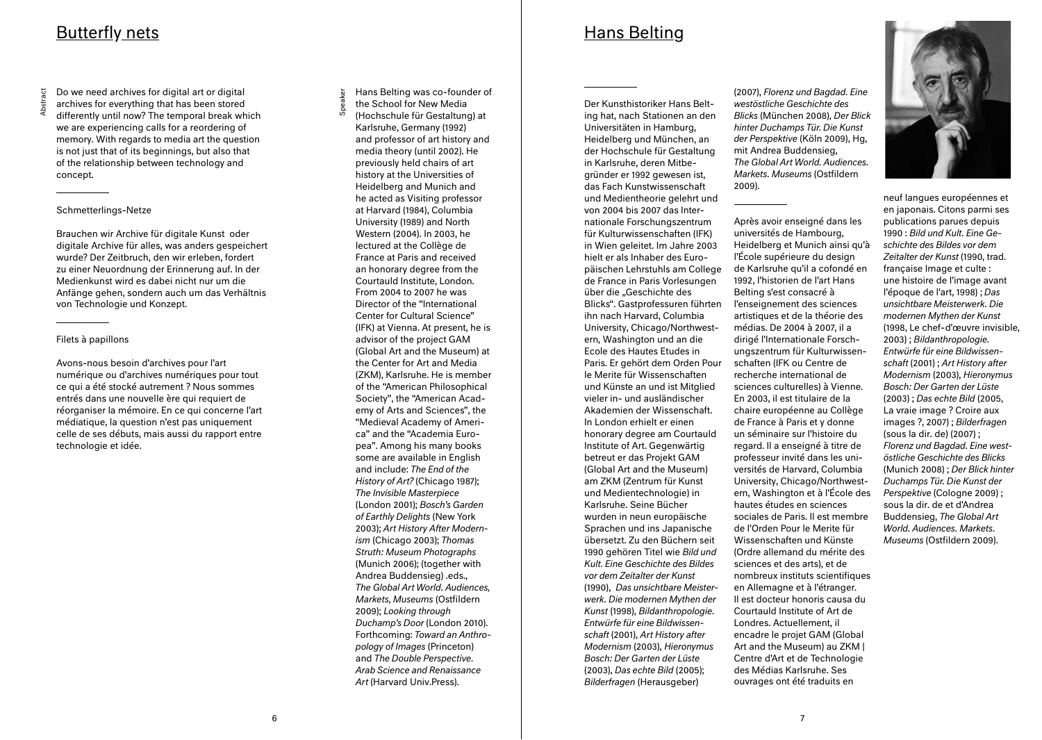# Butterfly nets

Abstract

Do we need archives for digital art or digital archives for everything that has been stored differently until now? The temporal break which we are experiencing calls for a reordering of memory. With regards to media art the question is not just that of its beginnings, but also that of the relationship between technology and concept.

---

Schmetterlings-Netze

Brauchen wir Archive für digitale Kunst oder digitale Archive für alles, was anders gespeichert wurde? Der Zeitbruch, den wir erleben, fordert zu einer Neuordnung der Erinnerung auf. In der Medienkunst wird es dabei nicht nur um die Anfänge gehen, sondern auch um das Verhältnis von Technologie und Konzept.

---

Filets à papillons

Avons-nous besoin d'archives pour l'art numérique ou d'archives numériques pour tout ce qui a été stocké autrement ? Nous sommes entrés dans une nouvelle ère qui requiert de réorganiser la mémoire. En ce qui concerne l'art médiatique, la question n'est pas uniquement celle de ses débuts, mais aussi du rapport entre technologie et idée.

Speaker

Hans Belting was co-founder of the School for New Media (Hochschule für Gestaltung) at Karlsruhe, Germany (1992) and professor of art history and media theory (until 2002). He previously held chairs of art history at the Universities of Heidelberg and Munich and he acted as Visiting professor at Harvard (1984), Columbia University (1989) and North Western (2004). In 2003, he lectured at the Collège de France at Paris and received an honorary degree from the Courtauld Institute, London. From 2004 to 2007 he was Director of the "International Center for Cultural Science" (IFK) at Vienna. At present, he is advisor of the project GAM (Global Art and the Museum) at the Center for Art and Media (ZKM), Karlsruhe. He is member of the "American Philosophical Society", the "American Academy of Arts and Sciences", the "Medieval Academy of America" and the "Academia Europea". Among his many books some are available in English and include: *The End of the History of Art?* (Chicago 1987); *The Invisible Masterpiece* (London 2001); *Bosch's Garden of Earthly Delights* (New York 2003); *Art History After Modernism* (Chicago 2003); *Thomas Struth: Museum Photographs* (Munich 2006); (together with Andrea Buddensieg) .eds., *The Global Art World. Audiences, Markets, Museums* (Ostfildern 2009); *Looking through Duchamp's Door* (London 2010). Forthcoming: *Toward an Anthropology of Images* (Princeton) and *The Double Perspective. Arab Science and Renaissance Art* (Harvard Univ.Press).

# Hans Belting

---

Der Kunsthistoriker Hans Belting hat, nach Stationen an den Universitäten in Hamburg, Heidelberg und München, an der Hochschule für Gestaltung in Karlsruhe, deren Mitbegründer er 1992 gewesen ist, das Fach Kunstwissenschaft und Medientheorie gelehrt und von 2004 bis 2007 das Internationale Forschungszentrum für Kulturwissenschaften (IFK) in Wien geleitet. Im Jahre 2003 hielt er als Inhaber des Europäischen Lehrstuhls am College de France in Paris Vorlesungen über die „Geschichte des Blicks". Gastprofessuren führten ihn nach Harvard, Columbia University, Chicago/Northwestern, Washington und an die Ecole des Hautes Etudes in Paris. Er gehört dem Orden Pour le Merite für Wissenschaften und Künste an und ist Mitglied vieler in- und ausländischer Akademien der Wissenschaft. In London erhielt er einen honorary degree am Courtauld Institute of Art. Gegenwärtig betreut er das Projekt GAM (Global Art and the Museum) am ZKM (Zentrum für Kunst und Medientechnologie) in Karlsruhe. Seine Bücher wurden in neun europäische Sprachen und ins Japanische übersetzt. Zu den Büchern seit 1990 gehören Titel wie *Bild und Kult. Eine Geschichte des Bildes vor dem Zeitalter der Kunst* (1990), *Das unsichtbare Meisterwerk. Die modernen Mythen der Kunst* (1998), *Bildanthropologie. Entwürfe für eine Bildwissenschaft* (2001), *Art History after Modernism* (2003), *Hieronymus Bosch: Der Garten der Lüste* (2003), *Das echte Bild* (2005); *Bilderfragen* (Herausgeber) (2007), *Florenz und Bagdad. Eine westöstliche Geschichte des Blicks* (München 2008), *Der Blick hinter Duchamps Tür. Die Kunst der Perspektive* (Köln 2009), Hg, mit Andrea Buddensieg, *The Global Art World. Audiences. Markets. Museums* (Ostfildern 2009).

---

Après avoir enseigné dans les universités de Hambourg, Heidelberg et Munich ainsi qu'à l'École supérieure du design de Karlsruhe qu'il a cofondé en 1992, l'historien de l'art Hans Belting s'est consacré à l'enseignement des sciences artistiques et de la théorie des médias. De 2004 à 2007, il a dirigé l'Internationale Forschungszentrum für Kulturwissenschaften (IFK ou Centre de recherche international de sciences culturelles) à Vienne. En 2003, il est titulaire de la chaire européenne au Collège de France à Paris et y donne un séminaire sur l'histoire du regard. Il a enseigné à titre de professeur invité dans les universités de Harvard, Columbia University, Chicago/Northwestern, Washington et à l'École des hautes études en sciences sociales de Paris. Il est membre de l'Orden Pour le Merite für Wissenschaften und Künste (Ordre allemand du mérite des sciences et des arts), et de nombreux instituts scientifiques en Allemagne et à l'étranger. Il est docteur honoris causa du Courtauld Institute of Art de Londres. Actuellement, il encadre le projet GAM (Global Art and the Museum) au ZKM | Centre d'Art et de Technologie des Médias Karlsruhe. Ses ouvrages ont été traduits en neuf langues européennes et en japonais. Citons parmi ses publications parues depuis 1990 : *Bild und Kult. Eine Geschichte des Bildes vor dem Zeitalter der Kunst* (1990, trad. française Image et culte : une histoire de l'image avant l'époque de l'art, 1998) ; *Das unsichtbare Meisterwerk. Die modernen Mythen der Kunst* (1998, Le chef-d'œuvre invisible, 2003) ; *Bildanthropologie. Entwürfe für eine Bildwissenschaft* (2001) ; *Art History after Modernism* (2003), *Hieronymus Bosch: Der Garten der Lüste* (2003) ; *Das echte Bild* (2005, La vraie image ? Croire aux images ?, 2007) ; *Bilderfragen* (sous la dir. de) (2007) ; *Florenz und Bagdad. Eine westöstliche Geschichte des Blicks* (Munich 2008) ; *Der Blick hinter Duchamps Tür. Die Kunst der Perspektive* (Cologne 2009) ; sous la dir. de et d'Andrea Buddensieg, *The Global Art World. Audiences. Markets. Museums* (Ostfildern 2009).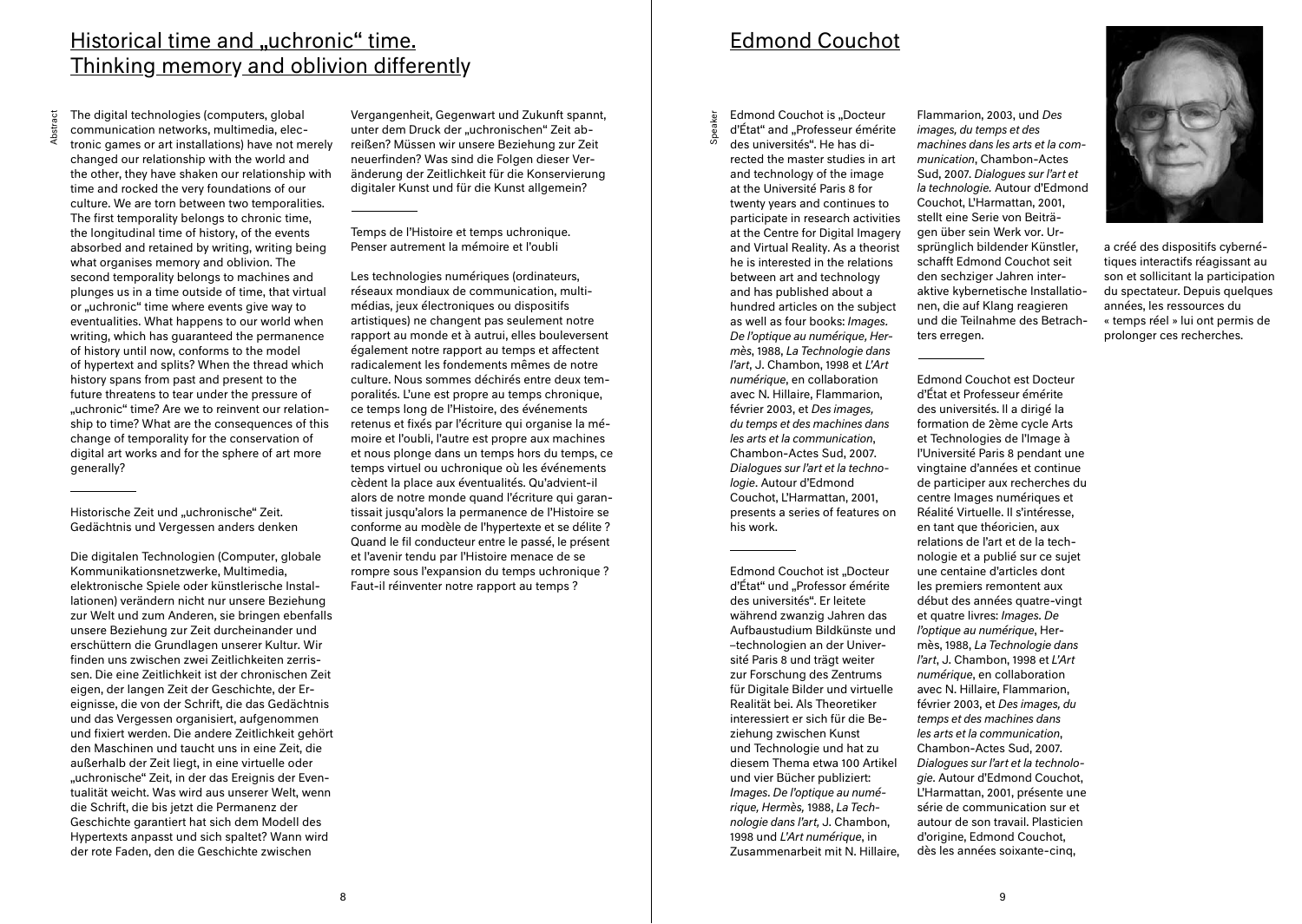## Historical time and „uchronic" time. Thinking memory and oblivion differently

Abstract

The digital technologies (computers, global communication networks, multimedia, electronic games or art installations) have not merely changed our relationship with the world and the other, they have shaken our relationship with time and rocked the very foundations of our culture. We are torn between two temporalities. The first temporality belongs to chronic time, the longitudinal time of history, of the events absorbed and retained by writing, writing being what organises memory and oblivion. The second temporality belongs to machines and plunges us in a time outside of time, that virtual or „uchronic" time where events give way to eventualities. What happens to our world when writing, which has guaranteed the permanence of history until now, conforms to the model of hypertext and splits? When the thread which history spans from past and present to the future threatens to tear under the pressure of „uchronic" time? Are we to reinvent our relationship to time? What are the consequences of this change of temporality for the conservation of digital art works and for the sphere of art more generally?

---

Historische Zeit und „uchronische" Zeit. Gedächtnis und Vergessen anders denken

Die digitalen Technologien (Computer, globale Kommunikationsnetzwerke, Multimedia, elektronische Spiele oder künstlerische Installationen) verändern nicht nur unsere Beziehung zur Welt und zum Anderen, sie bringen ebenfalls unsere Beziehung zur Zeit durcheinander und erschüttern die Grundlagen unserer Kultur. Wir finden uns zwischen zwei Zeitlichkeiten zerrissen. Die eine Zeitlichkeit ist der chronischen Zeit eigen, der langen Zeit der Geschichte, der Ereignisse, die von der Schrift, die das Gedächtnis und das Vergessen organisiert, aufgenommen und fixiert werden. Die andere Zeitlichkeit gehört den Maschinen und taucht uns in eine Zeit, die außerhalb der Zeit liegt, in eine virtuelle oder „uchronische" Zeit, in der das Ereignis der Eventualität weicht. Was wird aus unserer Welt, wenn die Schrift, die bis jetzt die Permanenz der Geschichte garantiert hat sich dem Modell des Hypertexts anpasst und sich spaltet? Wann wird der rote Faden, den die Geschichte zwischen Vergangenheit, Gegenwart und Zukunft spannt, unter dem Druck der „uchronischen" Zeit abreißen? Müssen wir unsere Beziehung zur Zeit neuerfinden? Was sind die Folgen dieser Veränderung der Zeitlichkeit für die Konservierung digitaler Kunst und für die Kunst allgemein?

---

Temps de l'Histoire et temps uchronique. Penser autrement la mémoire et l'oubli

Les technologies numériques (ordinateurs, réseaux mondiaux de communication, multimédias, jeux électroniques ou dispositifs artistiques) ne changent pas seulement notre rapport au monde et à autrui, elles bouleversent également notre rapport au temps et affectent radicalement les fondements mêmes de notre culture. Nous sommes déchirés entre deux temporalités. L'une est propre au temps chronique, ce temps long de l'Histoire, des événements retenus et fixés par l'écriture qui organise la mémoire et l'oubli, l'autre est propre aux machines et nous plonge dans un temps hors du temps, ce temps virtuel ou uchronique où les événements cèdent la place aux éventualités. Qu'advient-il alors de notre monde quand l'écriture qui garantissait jusqu'alors la permanence de l'Histoire se conforme au modèle de l'hypertexte et se délite ? Quand le fil conducteur entre le passé, le présent et l'avenir tendu par l'Histoire menace de se rompre sous l'expansion du temps uchronique ? Faut-il réinventer notre rapport au temps ?

## Edmond Couchot

Speaker

Edmond Couchot is „Docteur d'État" and „Professeur émérite des universités". He has directed the master studies in art and technology of the image at the Université Paris 8 for twenty years and continues to participate in research activities at the Centre for Digital Imagery and Virtual Reality. As a theorist he is interested in the relations between art and technology and has published about a hundred articles on the subject as well as four books: *Images. De l'optique au numérique*, Hermès, 1988, *La Technologie dans l'art*, J. Chambon, 1998 et *L'Art numérique*, en collaboration avec N. Hillaire, Flammarion, février 2003, et *Des images, du temps et des machines dans les arts et la communication*, Chambon-Actes Sud, 2007. *Dialogues sur l'art et la technologie*. Autour d'Edmond Couchot, L'Harmattan, 2001, presents a series of features on his work.

---

Edmond Couchot ist „Docteur d'État" und „Professor émérite des universités". Er leitete während zwanzig Jahren das Aufbaustudium Bildkünste und –technologien an der Université Paris 8 und trägt weiter zur Forschung des Zentrums für Digitale Bilder und virtuelle Realität bei. Als Theoretiker interessiert er sich für die Beziehung zwischen Kunst und Technologie und hat zu diesem Thema etwa 100 Artikel und vier Bücher publiziert: *Images. De l'optique au numérique, Hermès*, 1988, *La Technologie dans l'art,* J. Chambon, 1998 und *L'Art numérique*, in Zusammenarbeit mit N. Hillaire, Flammarion, 2003, und *Des images, du temps et des machines dans les arts et la communication*, Chambon-Actes Sud, 2007. *Dialogues sur l'art et la technologie.* Autour d'Edmond Couchot, L'Harmattan, 2001, stellt eine Serie von Beiträgen über sein Werk vor. Ursprünglich bildender Künstler, schafft Edmond Couchot seit den sechziger Jahren interaktive kybernetische Installationen, die auf Klang reagieren und die Teilnahme des Betrachters erregen.

---

Edmond Couchot est Docteur d'État et Professeur émérite des universités. Il a dirigé la formation de 2ème cycle Arts et Technologies de l'Image à l'Université Paris 8 pendant une vingtaine d'années et continue de participer aux recherches du centre Images numériques et Réalité Virtuelle. Il s'intéresse, en tant que théoricien, aux relations de l'art et de la technologie et a publié sur ce sujet une centaine d'articles dont les premiers remontent aux début des années quatre-vingt et quatre livres: *Images. De l'optique au numérique*, Hermès, 1988, *La Technologie dans l'art*, J. Chambon, 1998 et *L'Art numérique*, en collaboration avec N. Hillaire, Flammarion, février 2003, et *Des images, du temps et des machines dans les arts et la communication*, Chambon-Actes Sud, 2007. *Dialogues sur l'art et la technologie*. Autour d'Edmond Couchot, L'Harmattan, 2001, présente une série de communication sur et autour de son travail. Plasticien d'origine, Edmond Couchot, dès les années soixante-cinq, a créé des dispositifs cybernétiques interactifs réagissant au son et sollicitant la participation du spectateur. Depuis quelques années, les ressources du « temps réel » lui ont permis de prolonger ces recherches.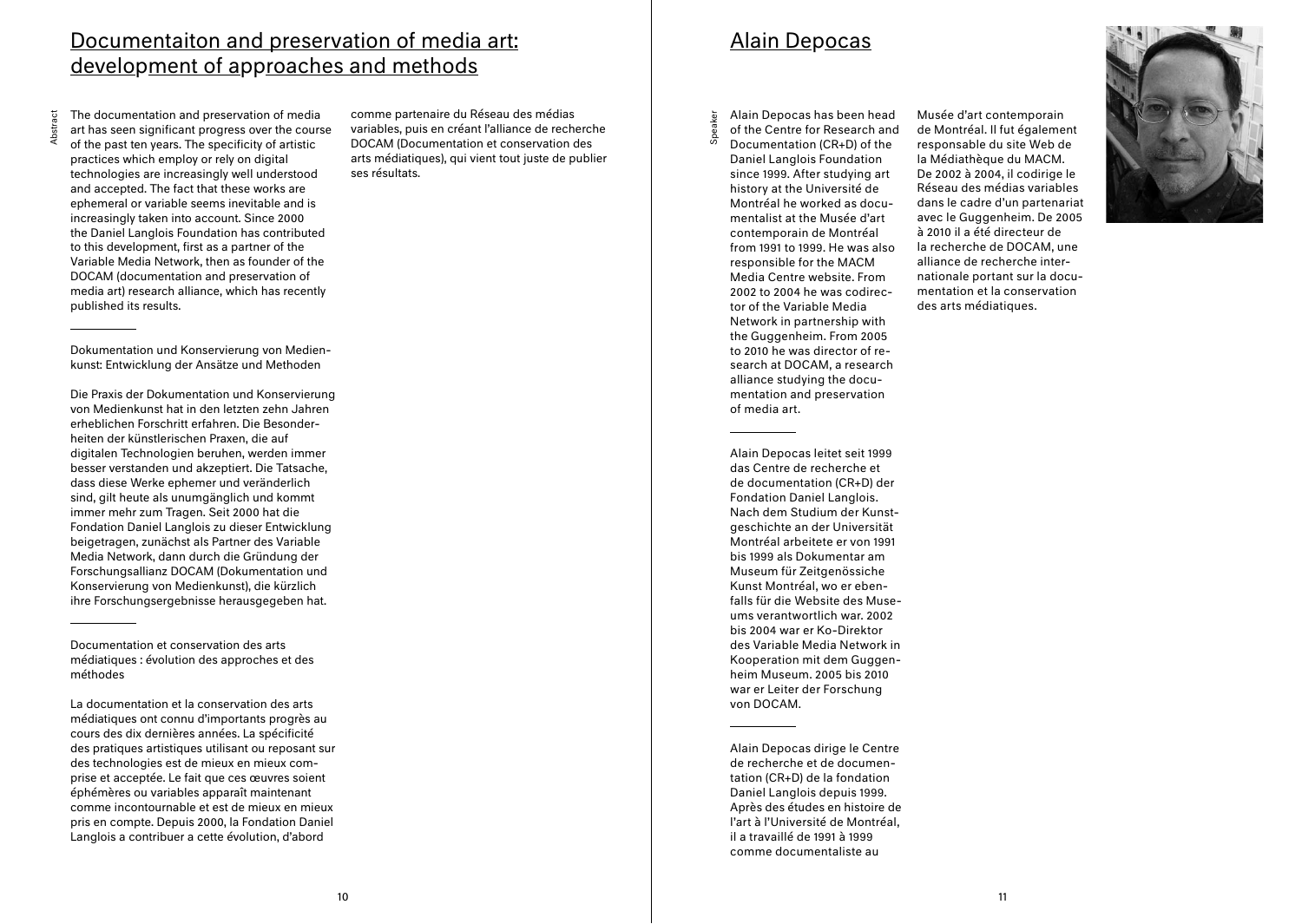## Documentaiton and preservation of media art: development of approaches and methods

Abstract

The documentation and preservation of media art has seen significant progress over the course of the past ten years. The specificity of artistic practices which employ or rely on digital technologies are increasingly well understood and accepted. The fact that these works are ephemeral or variable seems inevitable and is increasingly taken into account. Since 2000 the Daniel Langlois Foundation has contributed to this development, first as a partner of the Variable Media Network, then as founder of the DOCAM (documentation and preservation of media art) research alliance, which has recently published its results.

---

Dokumentation und Konservierung von Medienkunst: Entwicklung der Ansätze und Methoden

Die Praxis der Dokumentation und Konservierung von Medienkunst hat in den letzten zehn Jahren erheblichen Forschritt erfahren. Die Besonderheiten der künstlerischen Praxen, die auf digitalen Technologien beruhen, werden immer besser verstanden und akzeptiert. Die Tatsache, dass diese Werke ephemer und veränderlich sind, gilt heute als unumgänglich und kommt immer mehr zum Tragen. Seit 2000 hat die Fondation Daniel Langlois zu dieser Entwicklung beigetragen, zunächst als Partner des Variable Media Network, dann durch die Gründung der Forschungsallianz DOCAM (Dokumentation und Konservierung von Medienkunst), die kürzlich ihre Forschungsergebnisse herausgegeben hat.

---

Documentation et conservation des arts médiatiques : évolution des approches et des méthodes

La documentation et la conservation des arts médiatiques ont connu d'importants progrès au cours des dix dernières années. La spécificité des pratiques artistiques utilisant ou reposant sur des technologies est de mieux en mieux comprise et acceptée. Le fait que ces œuvres soient éphémères ou variables apparaît maintenant comme incontournable et est de mieux en mieux pris en compte. Depuis 2000, la Fondation Daniel Langlois a contribuer a cette évolution, d'abord comme partenaire du Réseau des médias variables, puis en créant l'alliance de recherche DOCAM (Documentation et conservation des arts médiatiques), qui vient tout juste de publier ses résultats.

## Alain Depocas

Speaker

Alain Depocas has been head of the Centre for Research and Documentation (CR+D) of the Daniel Langlois Foundation since 1999. After studying art history at the Université de Montréal he worked as documentalist at the Musée d'art contemporain de Montréal from 1991 to 1999. He was also responsible for the MACM Media Centre website. From 2002 to 2004 he was codirector of the Variable Media Network in partnership with the Guggenheim. From 2005 to 2010 he was director of research at DOCAM, a research alliance studying the documentation and preservation of media art.

---

Alain Depocas leitet seit 1999 das Centre de recherche et de documentation (CR+D) der Fondation Daniel Langlois. Nach dem Studium der Kunstgeschichte an der Universität Montréal arbeitete er von 1991 bis 1999 als Dokumentar am Museum für Zeitgenössiche Kunst Montréal, wo er ebenfalls für die Website des Museums verantwortlich war. 2002 bis 2004 war er Ko-Direktor des Variable Media Network in Kooperation mit dem Guggenheim Museum. 2005 bis 2010 war er Leiter der Forschung von DOCAM.

---

Alain Depocas dirige le Centre de recherche et de documentation (CR+D) de la fondation Daniel Langlois depuis 1999. Après des études en histoire de l'art à l'Université de Montréal, il a travaillé de 1991 à 1999 comme documentaliste au Musée d'art contemporain de Montréal. Il fut également responsable du site Web de la Médiathèque du MACM. De 2002 à 2004, il codirige le Réseau des médias variables dans le cadre d'un partenariat avec le Guggenheim. De 2005 à 2010 il a été directeur de la recherche de DOCAM, une alliance de recherche internationale portant sur la documentation et la conservation des arts médiatiques.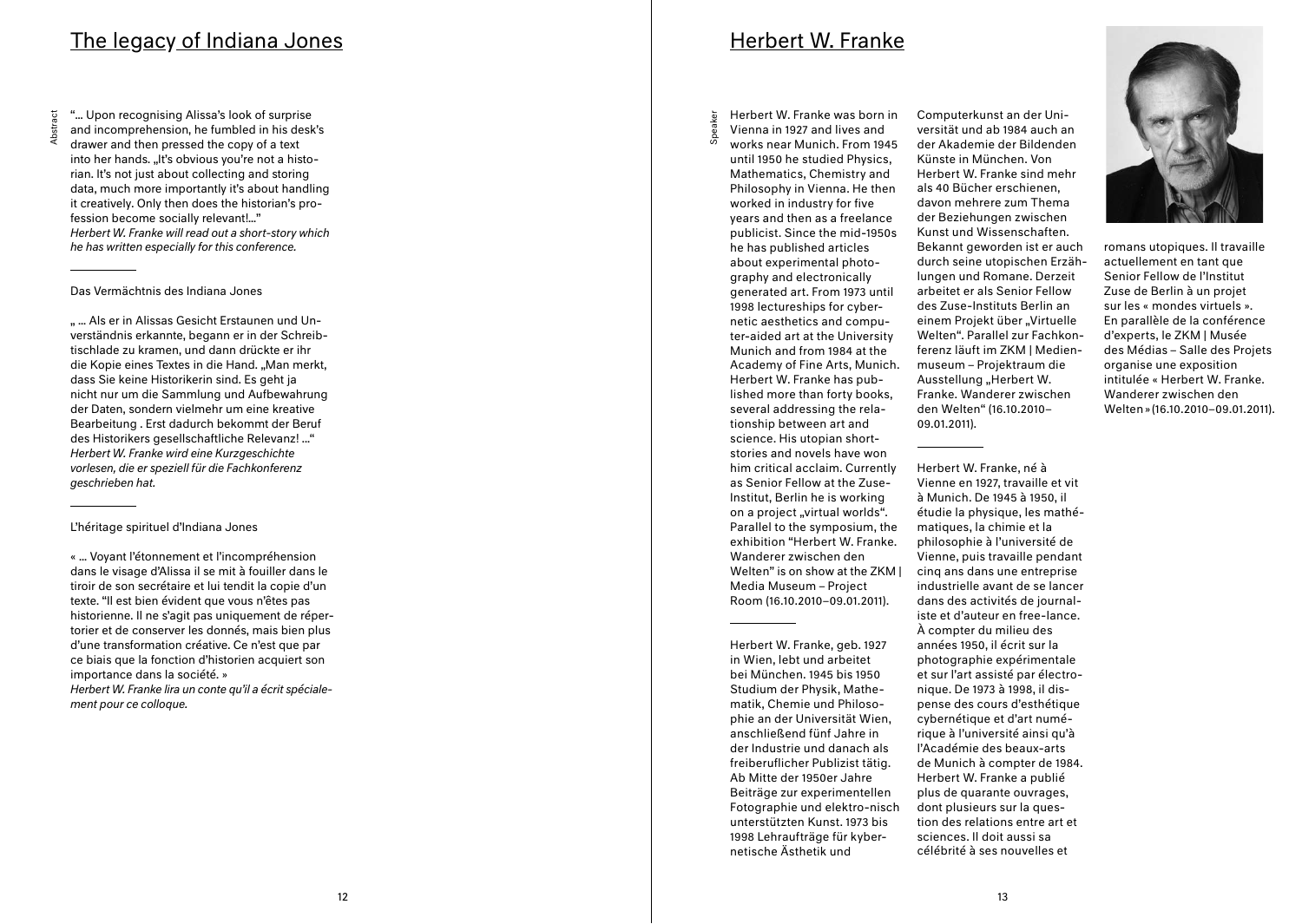## The legacy of Indiana Jones

Abstract

"… Upon recognising Alissa's look of surprise and incomprehension, he fumbled in his desk's drawer and then pressed the copy of a text into her hands. „It's obvious you're not a historian. It's not just about collecting and storing data, much more importantly it's about handling it creatively. Only then does the historian's profession become socially relevant!…"
*Herbert W. Franke will read out a short-story which he has written especially for this conference.*

---

Das Vermächtnis des Indiana Jones

„ … Als er in Alissas Gesicht Erstaunen und Unverständnis erkannte, begann er in der Schreibtischlade zu kramen, und dann drückte er ihr die Kopie eines Textes in die Hand. „Man merkt, dass Sie keine Historikerin sind. Es geht ja nicht nur um die Sammlung und Aufbewahrung der Daten, sondern vielmehr um eine kreative Bearbeitung . Erst dadurch bekommt der Beruf des Historikers gesellschaftliche Relevanz! …"
*Herbert W. Franke wird eine Kurzgeschichte vorlesen, die er speziell für die Fachkonferenz geschrieben hat.*

---

L'héritage spirituel d'Indiana Jones

« … Voyant l'étonnement et l'incompréhension dans le visage d'Alissa il se mit à fouiller dans le tiroir de son secrétaire et lui tendit la copie d'un texte. "Il est bien évident que vous n'êtes pas historienne. Il ne s'agit pas uniquement de répertorier et de conserver les donnés, mais bien plus d'une transformation créative. Ce n'est que par ce biais que la fonction d'historien acquiert son importance dans la société. »
*Herbert W. Franke lira un conte qu'il a écrit spécialement pour ce colloque.*

## Herbert W. Franke

Speaker

Herbert W. Franke was born in Vienna in 1927 and lives and works near Munich. From 1945 until 1950 he studied Physics, Mathematics, Chemistry and Philosophy in Vienna. He then worked in industry for five years and then as a freelance publicist. Since the mid-1950s he has published articles about experimental photography and electronically generated art. From 1973 until 1998 lectureships for cybernetic aesthetics and computer-aided art at the University Munich and from 1984 at the Academy of Fine Arts, Munich. Herbert W. Franke has published more than forty books, several addressing the relationship between art and science. His utopian short-stories and novels have won him critical acclaim. Currently as Senior Fellow at the Zuse-Institut, Berlin he is working on a project „virtual worlds". Parallel to the symposium, the exhibition "Herbert W. Franke. Wanderer zwischen den Welten" is on show at the ZKM | Media Museum – Project Room (16.10.2010–09.01.2011).

---

Herbert W. Franke, geb. 1927 in Wien, lebt und arbeitet bei München. 1945 bis 1950 Studium der Physik, Mathematik, Chemie und Philosophie an der Universität Wien, anschließend fünf Jahre in der Industrie und danach als freiberuflicher Publizist tätig. Ab Mitte der 1950er Jahre Beiträge zur experimentellen Fotografie und elektro-nisch unterstützten Kunst. 1973 bis 1998 Lehraufträge für kybernetische Ästhetik und Computerkunst an der Universität und ab 1984 auch an der Akademie der Bildenden Künste in München. Von Herbert W. Franke sind mehr als 40 Bücher erschienen, davon mehrere zum Thema der Beziehungen zwischen Kunst und Wissenschaften. Bekannt geworden ist er auch durch seine utopischen Erzählungen und Romane. Derzeit arbeitet er als Senior Fellow des Zuse-Instituts Berlin an einem Projekt über „Virtuelle Welten". Parallel zur Fachkonferenz läuft im ZKM | Medienmuseum – Projektraum die Ausstellung „Herbert W. Franke. Wanderer zwischen den Welten" (16.10.2010–09.01.2011).

---

Herbert W. Franke, né à Vienne en 1927, travaille et vit à Munich. De 1945 à 1950, il étudie la physique, les mathématiques, la chimie et la philosophie à l'université de Vienne, puis travaille pendant cinq ans dans une entreprise industrielle avant de se lancer dans des activités de journaliste et d'auteur en free-lance. À compter du milieu des années 1950, il écrit sur la photographie expérimentale et sur l'art assisté par électronique. De 1973 à 1998, il dispense des cours d'esthétique cybernétique et d'art numérique à l'université ainsi qu'à l'Académie des beaux-arts de Munich à compter de 1984. Herbert W. Franke a publié plus de quarante ouvrages, dont plusieurs sur la question des relations entre art et sciences. Il doit aussi sa célébrité à ses nouvelles et romans utopiques. Il travaille actuellement en tant que Senior Fellow de l'Institut Zuse de Berlin à un projet sur les « mondes virtuels ». En parallèle de la conférence d'experts, le ZKM | Musée des Médias – Salle des Projets organise une exposition intitulée « Herbert W. Franke. Wanderer zwischen den Welten » (16.10.2010–09.01.2011).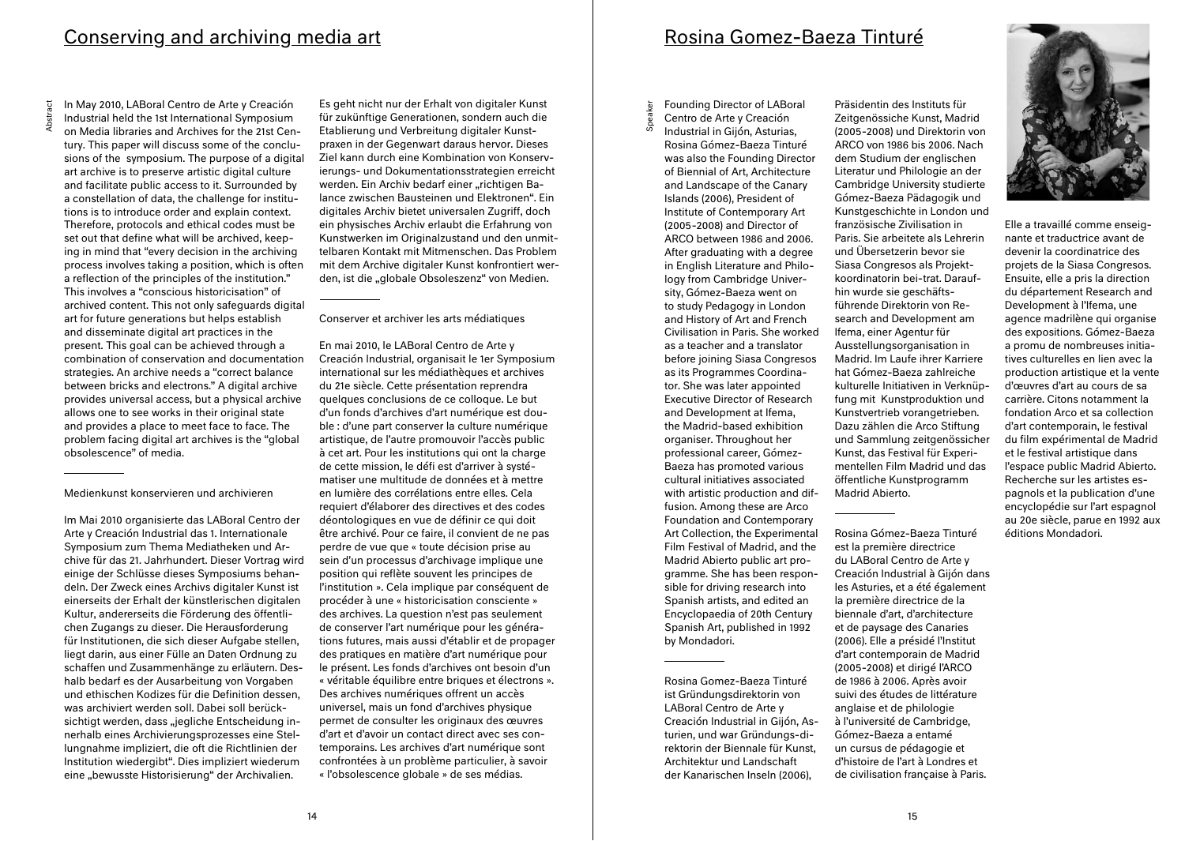## Conserving and archiving media art

Abstract

In May 2010, LABoral Centro de Arte y Creación Industrial held the 1st International Symposium on Media libraries and Archives for the 21st Century. This paper will discuss some of the conclusions of the symposium. The purpose of a digital art archive is to preserve artistic digital culture and facilitate public access to it. Surrounded by a constellation of data, the challenge for institutions is to introduce order and explain context. Therefore, protocols and ethical codes must be set out that define what will be archived, keeping in mind that "every decision in the archiving process involves taking a position, which is often a reflection of the principles of the institution." This involves a "conscious historicisation" of archived content. This not only safeguards digital art for future generations but helps establish and disseminate digital art practices in the present. This goal can be achieved through a combination of conservation and documentation strategies. An archive needs a "correct balance between bricks and electrons." A digital archive provides universal access, but a physical archive allows one to see works in their original state and provides a place to meet face to face. The problem facing digital art archives is the "global obsolescence" of media.

---

Medienkunst konservieren und archivieren

Im Mai 2010 organisierte das LABoral Centro de Arte y Creación Industrial das 1. Internationale Symposium zum Thema Mediatheken und Archive für das 21. Jahrhundert. Der Vortrag wird einige der Schlüsse dieses Symposiums behandeln. Der Zweck eines Archivs digitaler Kunst ist einerseits der Erhalt der künstlerischen digitalen Kultur, andererseits die Förderung des öffentlichen Zugangs zu dieser. Die Herausforderung für Institutionen, die sich dieser Aufgabe stellen, liegt darin, aus einer Fülle an Daten Ordnung zu schaffen und Zusammenhänge zu erläutern. Deshalb bedarf es der Ausarbeitung von Vorgaben und ethischen Kodizes für die Definition dessen, was archiviert werden soll. Dabei soll berücksichtigt werden, dass „jegliche Entscheidung innerhalb eines Archivierungsprozesses eine Stellungnahme impliziert, die oft die Richtlinien der Institution wiedergibt". Dies impliziert wiederum eine „bewusste Historisierung" der Archivalien. Es geht nicht nur der Erhalt von digitaler Kunst für zukünftige Generationen, sondern auch die Etablierung und Verbreitung digitaler Kunstpraxen in der Gegenwart daraus hervor. Dieses Ziel kann durch eine Kombination von Konservierungs- und Dokumentationsstrategien erreicht werden. Ein Archiv bedarf einer „richtigen Balance zwischen Bausteinen und Elektronen". Ein digitales Archiv bietet universalen Zugriff, doch ein physisches Archiv erlaubt die Erfahrung von Kunstwerken im Originalzustand und den unmittelbaren Kontakt mit Mitmenschen. Das Problem mit dem Archive digitaler Kunst konfrontiert werden, ist die „globale Obsoleszenz" von Medien.

---

Conserver et archiver les arts médiatiques

En mai 2010, le LABoral Centro de Arte y Creación Industrial, organisait le 1er Symposium international sur les médiathèques et archives du 21e siècle. Cette présentation reprendra quelques conclusions de ce colloque. Le but d'un fonds d'archives d'art numérique est double : d'une part conserver la culture numérique artistique, de l'autre promouvoir l'accès public à cet art. Pour les institutions qui ont la charge de cette mission, le défi est d'arriver à systématiser une multitude de données et à mettre en lumière des corrélations entre elles. Cela requiert d'élaborer des directives et des codes déontologiques en vue de définir ce qui doit être archivé. Pour ce faire, il convient de ne pas perdre de vue que « toute décision prise au sein d'un processus d'archivage implique une position qui reflète souvent les principes de l'institution ». Cela implique par conséquent de procéder à une « historicisation consciente » des archives. La question n'est pas seulement de conserver l'art numérique pour les générations futures, mais aussi d'établir et de propager des pratiques en matière d'art numérique pour le présent. Les fonds d'archives ont besoin d'un « véritable équilibre entre briques et électrons ». Des archives numériques offrent un accès universel, mais un fond d'archives physique permet de consulter les originaux des œuvres d'art et d'avoir un contact direct avec ses contemporains. Les archives d'art numérique sont confrontées à un problème particulier, à savoir « l'obsolescence globale » de ses médias.

## Rosina Gomez-Baeza Tinturé

Speaker

Founding Director of LABoral Centro de Arte y Creación Industrial in Gijón, Asturias, Rosina Gómez-Baeza Tinturé was also the Founding Director of Biennial of Art, Architecture and Landscape of the Canary Islands (2006), President of Institute of Contemporary Art (2005–2008) and Director of ARCO between 1986 and 2006. After graduating with a degree in English Literature and Philology from Cambridge University, Gómez-Baeza went on to study Pedagogy in London and History of Art and French Civilisation in Paris. She worked as a teacher and a translator before joining Siasa Congresos as its Programmes Coordinator. She was later appointed Executive Director of Research and Development at Ifema, the Madrid-based exhibition organiser. Throughout her professional career, Gómez-Baeza has promoted various cultural initiatives associated with artistic production and diffusion. Among these are Arco Foundation and Contemporary Art Collection, the Experimental Film Festival of Madrid, and the Madrid Abierto public art programme. She has been responsible for driving research into Spanish artists, and edited an Encyclopaedia of 20th Century Spanish Art, published in 1992 by Mondadori.

---

Rosina Gomez-Baeza Tinturé ist Gründungsdirektorin von LABoral Centro de Arte y Creación Industrial in Gijón, Asturien, und war Gründungsdirektorin der Biennale für Kunst, Architektur und Landschaft der Kanarischen Inseln (2006), Präsidentin des Instituts für Zeitgenössische Kunst, Madrid (2005–2008) und Direktorin von ARCO von 1986 bis 2006. Nach dem Studium der englischen Literatur und Philologie an der Cambridge University studierte Gómez-Baeza Pädagogik und Kunstgeschichte in London und französische Zivilisation in Paris. Sie arbeitete als Lehrerin und Übersetzerin bevor sie Siasa Congresos als Projektkoordinatorin bei-trat. Daraufhin wurde sie geschäftsführende Direktorin von Research and Development am Ifema, einer Agentur für Ausstellungsorganisation in Madrid. Im Laufe ihrer Karriere hat Gómez-Baeza zahlreiche kulturelle Initiativen in Verknüpfung mit Kunstproduktion und Kunstvertrieb vorangetrieben. Dazu zählen die Arco Stiftung und Sammlung zeitgenössischer Kunst, das Festival für Experimentellen Film Madrid und das öffentliche Kunstprogramm Madrid Abierto.

---

Rosina Gómez-Baeza Tinturé est la première directrice du LABoral Centro de Arte y Creación Industrial à Gijón dans les Asturies, et a été également la première directrice de la biennale d'art, d'architecture et de paysage des Canaries (2006). Elle a présidé l'Institut d'art contemporain de Madrid (2005–2008) et dirigé l'ARCO de 1986 à 2006. Après avoir suivi des études de littérature anglaise et de philologie à l'université de Cambridge, Gómez-Baeza a entamé un cursus de pédagogie et d'histoire de l'art à Londres et de civilisation française à Paris. Elle a travaillé comme enseignante et traductrice avant de devenir la coordinatrice des projets de la Siasa Congresos. Ensuite, elle a pris la direction du département Research and Development à l'Ifema, une agence madrilène qui organise des expositions. Gómez-Baeza a promu de nombreuses initiatives culturelles en lien avec la production artistique et la vente d'œuvres d'art au cours de sa carrière. Citons notamment la fondation Arco et sa collection d'art contemporain, le festival du film expérimental de Madrid et le festival artistique dans l'espace public Madrid Abierto. Recherche sur les artistes espagnols et la publication d'une encyclopédie sur l'art espagnol au 20e siècle, parue en 1992 aux éditions Mondadori.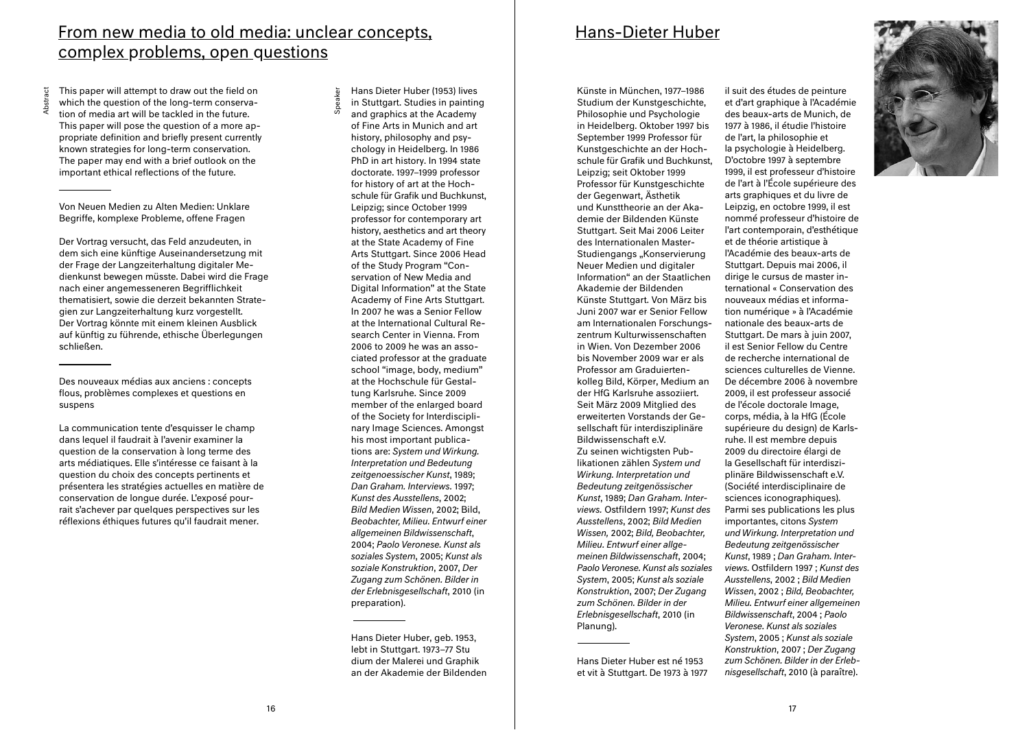## From new media to old media: unclear concepts, complex problems, open questions

Abstract

This paper will attempt to draw out the field on which the question of the long-term conservation of media art will be tackled in the future. This paper will pose the question of a more appropriate definition and briefly present currently known strategies for long-term conservation. The paper may end with a brief outlook on the important ethical reflections of the future.

---

Von Neuen Medien zu Alten Medien: Unklare Begriffe, komplexe Probleme, offene Fragen

Der Vortrag versucht, das Feld anzudeuten, in dem sich eine künftige Auseinandersetzung mit der Frage der Langzeiterhaltung digitaler Medienkunst bewegen müsste. Dabei wird die Frage nach einer angemessenen Begrifflichkeit thematisiert, sowie die derzeit bekannten Strategien zur Langzeiterhaltung kurz vorgestellt. Der Vortrag könnte mit einem kleinen Ausblick auf künftig zu führende, ethische Überlegungen schließen.

---

Des nouveaux médias aux anciens : concepts flous, problèmes complexes et questions en suspens

La communication tente d'esquisser le champ dans lequel il faudrait à l'avenir examiner la question de la conservation à long terme des arts médiatiques. Elle s'intéresse ce faisant à la question du choix des concepts pertinents et présentera les stratégies actuelles en matière de conservation de longue durée. L'exposé pourrait s'achever par quelques perspectives sur les réflexions éthiques futures qu'il faudrait mener.

Speaker

Hans Dieter Huber (1953) lives in Stuttgart. Studies in painting and graphics at the Academy of Fine Arts in Munich and art history, philosophy and psychology in Heidelberg. In 1986 PhD in art history. In 1994 state doctorate. 1997–1999 professor for history of art at the Hochschule für Grafik und Buchkunst, Leipzig; since October 1999 professor for contemporary art history, aesthetics and art theory at the State Academy of Fine Arts Stuttgart. Since 2006 Head of the Study Program "Conservation of New Media and Digital Information" at the State Academy of Fine Arts Stuttgart. In 2007 he was a Senior Fellow at the International Cultural Research Center in Vienna. From 2006 to 2009 he was an associated professor at the graduate school "image, body, medium" at the Hochschule für Gestaltung Karlsruhe. Since 2009 member of the enlarged board of the Society for Interdisciplinary Image Sciences. Amongst his most important publications are: *System und Wirkung. Interpretation und Bedeutung zeitgenoessischer Kunst*, 1989; *Dan Graham. Interviews*. 1997; *Kunst des Ausstellens*, 2002; *Bild Medien Wissen*, 2002; Bild, *Beobachter, Milieu. Entwurf einer allgemeinen Bildwissenschaft*, 2004; *Paolo Veronese. Kunst als soziales System*, 2005; *Kunst als soziale Konstruktion*, 2007, *Der Zugang zum Schönen. Bilder in der Erlebnisgesellschaft*, 2010 (in preparation).

---

Hans Dieter Huber, geb. 1953, lebt in Stuttgart. 1973–77 Studium der Malerei und Graphik an der Akademie der Bildenden Künste in München, 1977–1986 Studium der Kunstgeschichte, Philosophie und Psychologie in Heidelberg. Oktober 1997 bis September 1999 Professor für Kunstgeschichte an der Hochschule für Grafik und Buchkunst, Leipzig; seit Oktober 1999 Professor für Kunstgeschichte der Gegenwart, Ästhetik und Kunsttheorie an der Akademie der Bildenden Künste Stuttgart. Seit Mai 2006 Leiter des Internationalen Master-Studiengangs „Konservierung Neuer Medien und digitaler Information" an der Staatlichen Akademie der Bildenden Künste Stuttgart. Von März bis Juni 2007 war er Senior Fellow am Internationalen Forschungszentrum Kulturwissenschaften in Wien. Von Dezember 2006 bis November 2009 war er als Professor am Graduiertenkolleg Bild, Körper, Medium an der HfG Karlsruhe assoziiert. Seit März 2009 Mitglied des erweiterten Vorstands der Gesellschaft für interdisziplinäre Bildwissenschaft e.V.
Zu seinen wichtigsten Publikationen zählen *System und Wirkung. Interpretation und Bedeutung zeitgenössischer Kunst*, 1989; *Dan Graham. Interviews.* Ostfildern 1997; *Kunst des Ausstellens*, 2002; *Bild Medien Wissen,* 2002; *Bild, Beobachter, Milieu. Entwurf einer allgemeinen Bildwissenschaft*, 2004; *Paolo Veronese. Kunst als soziales System*, 2005; *Kunst als soziale Konstruktion*, 2007; *Der Zugang zum Schönen. Bilder in der Erlebnisgesellschaft*, 2010 (in Planung).

---

Hans Dieter Huber est né 1953 et vit à Stuttgart. De 1973 à 1977 il suit des études de peinture et d'art graphique à l'Académie des beaux-arts de Munich, de 1977 à 1986, il étudie l'histoire de l'art, la philosophie et la psychologie à Heidelberg. D'octobre 1997 à septembre 1999, il est professeur d'histoire de l'art à l'École supérieure des arts graphiques et du livre de Leipzig, en octobre 1999, il est nommé professeur d'histoire de l'art contemporain, d'esthétique et de théorie artistique à l'Académie des beaux-arts de Stuttgart. Depuis mai 2006, il dirige le cursus de master international « Conservation des nouveaux médias et information numérique » à l'Académie nationale des beaux-arts de Stuttgart. De mars à juin 2007, il est Senior Fellow du Centre de recherche international de sciences culturelles de Vienne. De décembre 2006 à novembre 2009, il est professeur associé de l'école doctorale Image, corps, média, à la HfG (École supérieure du design) de Karlsruhe. Il est membre depuis 2009 du directoire élargi de la Gesellschaft für interdisziplinäre Bildwissenschaft e.V. (Société interdisciplinaire de sciences iconographiques). Parmi ses publications les plus importantes, citons *System und Wirkung. Interpretation und Bedeutung zeitgenössischer Kunst*, 1989 ; *Dan Graham. Interviews.* Ostfildern 1997 ; *Kunst des Ausstellens*, 2002 ; *Bild Medien Wissen*, 2002 ; *Bild, Beobachter, Milieu. Entwurf einer allgemeinen Bildwissenschaft*, 2004 ; *Paolo Veronese. Kunst als soziales System*, 2005 ; *Kunst als soziale Konstruktion*, 2007 ; *Der Zugang zum Schönen. Bilder in der Erlebnisgesellschaft*, 2010 (à paraître).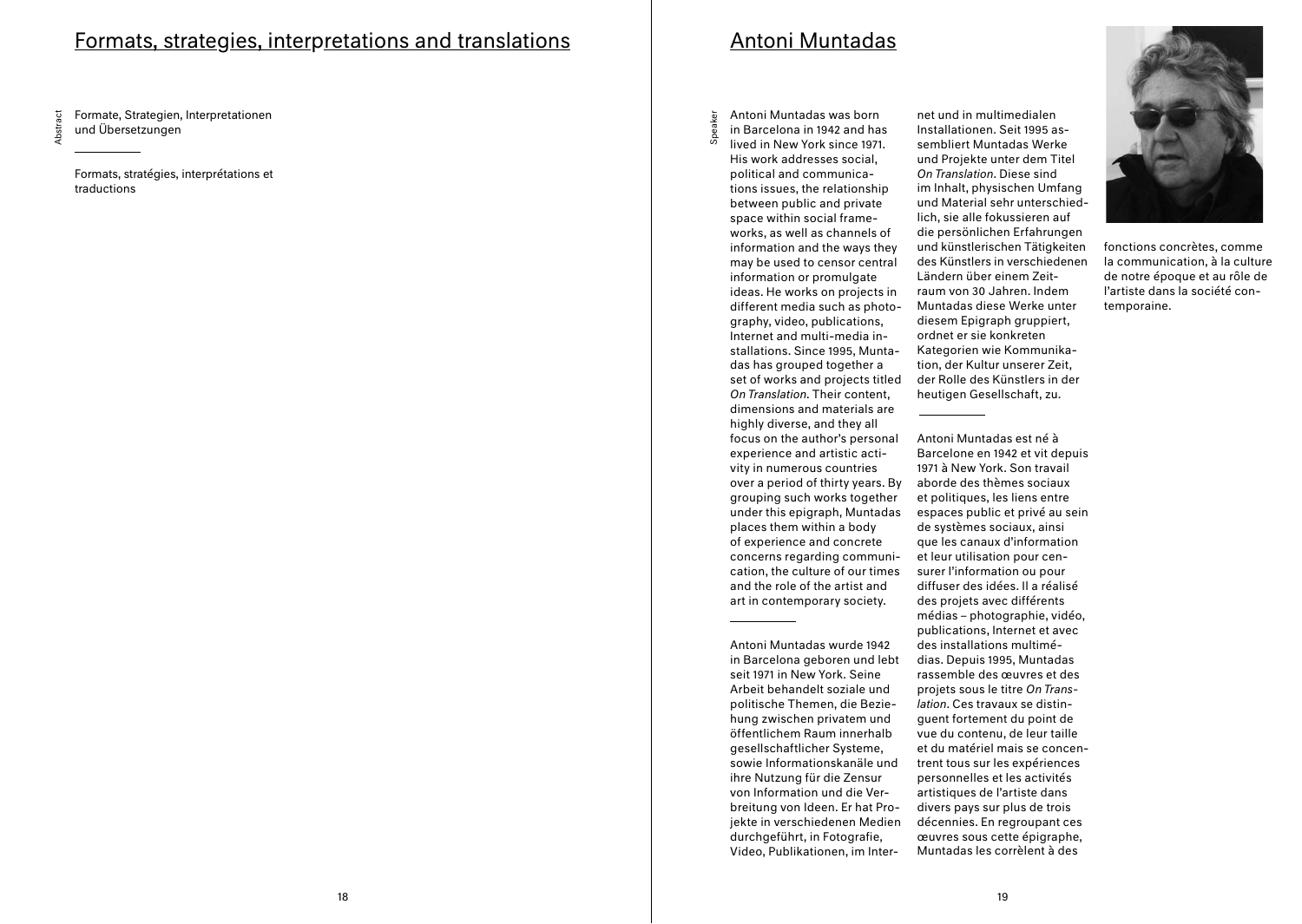## Formats, strategies, interpretations and translations

Abstract

Formate, Strategien, Interpretationen und Übersetzungen

---

Formats, stratégies, interprétations et traductions

## Antoni Muntadas

Speaker

Antoni Muntadas was born in Barcelona in 1942 and has lived in New York since 1971. His work addresses social, political and communications issues, the relationship between public and private space within social frameworks, as well as channels of information and the ways they may be used to censor central information or promulgate ideas. He works on projects in different media such as photography, video, publications, Internet and multi-media installations. Since 1995, Muntadas has grouped together a set of works and projects titled *On Translation*. Their content, dimensions and materials are highly diverse, and they all focus on the author's personal experience and artistic activity in numerous countries over a period of thirty years. By grouping such works together under this epigraph, Muntadas places them within a body of experience and concrete concerns regarding communication, the culture of our times and the role of the artist and art in contemporary society.

---

Antoni Muntadas wurde 1942 in Barcelona geboren und lebt seit 1971 in New York. Seine Arbeit behandelt soziale und politische Themen, die Beziehung zwischen privatem und öffentlichem Raum innerhalb gesellschaftlicher Systeme, sowie Informationskanäle und ihre Nutzung für die Zensur von Information und die Verbreitung von Ideen. Er hat Projekte in verschiedenen Medien durchgeführt, in Fotografie, Video, Publikationen, im Internet und in multimedialen Installationen. Seit 1995 assembliert Muntadas Werke und Projekte unter dem Titel *On Translation*. Diese sind im Inhalt, physischen Umfang und Material sehr unterschiedlich, sie alle fokussieren auf die persönlichen Erfahrungen und künstlerischen Tätigkeiten des Künstlers in verschiedenen Ländern über einem Zeitraum von 30 Jahren. Indem Muntadas diese Werke unter diesem Epigraph gruppiert, ordnet er sie konkreten Kategorien wie Kommunikation, der Kultur unserer Zeit, der Rolle des Künstlers in der heutigen Gesellschaft, zu.

---

Antoni Muntadas est né à Barcelone en 1942 et vit depuis 1971 à New York. Son travail aborde des thèmes sociaux et politiques, les liens entre espaces public et privé au sein de systèmes sociaux, ainsi que les canaux d'information et leur utilisation pour censurer l'information ou pour diffuser des idées. Il a réalisé des projets avec différents médias – photographie, vidéo, publications, Internet et avec des installations multimédias. Depuis 1995, Muntadas rassemble des œuvres et des projets sous le titre *On Translation*. Ces travaux se distinguent fortement du point de vue du contenu, de leur taille et du matériel mais se concentrent tous sur les expériences personnelles et les activités artistiques de l'artiste dans divers pays sur plus de trois décennies. En regroupant ces œuvres sous cette épigraphe, Muntadas les corrèlent à des fonctions concrètes, comme la communication, à la culture de notre époque et au rôle de l'artiste dans la société contemporaine.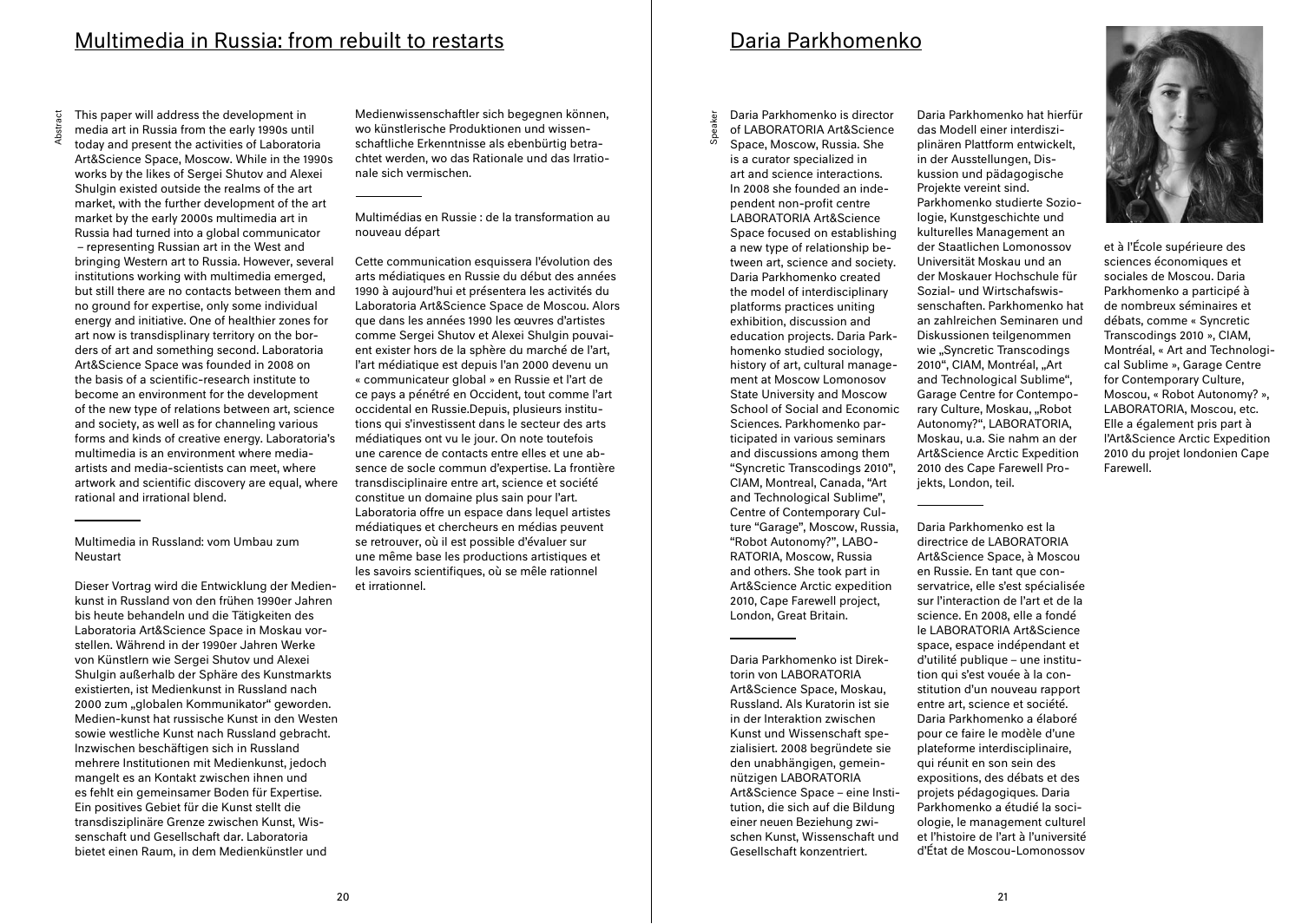## Multimedia in Russia: from rebuilt to restarts

Abstract

This paper will address the development in media art in Russia from the early 1990s until today and present the activities of Laboratoria Art&Science Space, Moscow. While in the 1990s works by the likes of Sergei Shutov and Alexei Shulgin existed outside the realms of the art market, with the further development of the art market by the early 2000s multimedia art in Russia had turned into a global communicator – representing Russian art in the West and bringing Western art to Russia. However, several institutions working with multimedia emerged, but still there are no contacts between them and no ground for expertise, only some individual energy and initiative. One of healthier zones for art now is transdisplinary territory on the borders of art and something second. Laboratoria Art&Science Space was founded in 2008 on the basis of a scientific-research institute to become an environment for the development of the new type of relations between art, science and society, as well as for channeling various forms and kinds of creative energy. Laboratoria's multimedia is an environment where media-artists and media-scientists can meet, where artwork and scientific discovery are equal, where rational and irrational blend.

---

Multimedia in Russland: vom Umbau zum Neustart

Dieser Vortrag wird die Entwicklung der Medienkunst in Russland von den frühen 1990er Jahren bis heute behandeln und die Tätigkeiten des Laboratoria Art&Science Space in Moskau vorstellen. Während in der 1990er Jahren Werke von Künstlern wie Sergei Shutov und Alexei Shulgin außerhalb der Sphäre des Kunstmarkts existierten, ist Medienkunst in Russland nach 2000 zum „globalen Kommunikator" geworden. Medien-kunst hat russische Kunst in den Westen sowie westliche Kunst nach Russland gebracht. Inzwischen beschäftigen sich in Russland mehrere Institutionen mit Medienkunst, jedoch mangelt es an Kontakt zwischen ihnen und es fehlt ein gemeinsamer Boden für Expertise. Ein positives Gebiet für die Kunst stellt die transdisziplinäre Grenze zwischen Kunst, Wissenschaft und Gesellschaft dar. Laboratoria bietet einen Raum, in dem Medienkünstler und Medienwissenschaftler sich begegnen können, wo künstlerische Produktionen und wissenschaftliche Erkenntnisse als ebenbürtig betrachtet werden, wo das Rationale und das Irrationale sich vermischen.

---

Multimédias en Russie : de la transformation au nouveau départ

Cette communication esquissera l'évolution des arts médiatiques en Russie du début des années 1990 à aujourd'hui et présentera les activités du Laboratoria Art&Science Space de Moscou. Alors que dans les années 1990 les œuvres d'artistes comme Sergei Shutov et Alexei Shulgin pouvaient exister hors de la sphère du marché de l'art, l'art médiatique est depuis l'an 2000 devenu un « communicateur global » en Russie et l'art de ce pays a pénétré en Occident, tout comme l'art occidental en Russie.Depuis, plusieurs institutions qui s'investissent dans le secteur des arts médiatiques ont vu le jour. On note toutefois une carence de contacts entre elles et une absence de socle commun d'expertise. La frontière transdisciplinaire entre art, science et société constitue un domaine plus sain pour l'art. Laboratoria offre un espace dans lequel artistes médiatiques et chercheurs en médias peuvent se retrouver, où il est possible d'évaluer sur une même base les productions artistiques et les savoirs scientifiques, où se mêle rationnel et irrationnel.

## Daria Parkhomenko

Speaker

Daria Parkhomenko is director of LABORATORIA Art&Science Space, Moscow, Russia. She is a curator specialized in art and science interactions. In 2008 she founded an independent non-profit centre LABORATORIA Art&Science Space focused on establishing a new type of relationship between art, science and society. Daria Parkhomenko created the model of interdisciplinary platforms practices uniting exhibition, discussion and education projects. Daria Parkhomenko studied sociology, history of art, cultural management at Moscow Lomonosov State University and Moscow School of Social and Economic Sciences. Parkhomenko participated in various seminars and discussions among them "Syncretic Transcodings 2010", CIAM, Montreal, Canada, "Art and Technological Sublime", Centre of Contemporary Culture "Garage", Moscow, Russia, "Robot Autonomy?", LABORATORIA, Moscow, Russia and others. She took part in Art&Science Arctic expedition 2010, Cape Farewell project, London, Great Britain.

---

Daria Parkhomenko ist Direktorin von LABORATORIA Art&Science Space, Moskau, Russland. Als Kuratorin ist sie in der Interaktion zwischen Kunst und Wissenschaft spezialisiert. 2008 begründete sie den unabhängigen, gemeinnützigen LABORATORIA Art&Science Space – eine Institution, die sich auf die Bildung einer neuen Beziehung zwischen Kunst, Wissenschaft und Gesellschaft konzentriert. Daria Parkhomenko hat hierfür das Modell einer interdisziplinären Plattform entwickelt, in der Ausstellungen, Diskussion und pädagogische Projekte vereint sind. Parkhomenko studierte Soziologie, Kunstgeschichte und kulturelles Management an der Staatlichen Lomonossov Universität Moskau und an der Moskauer Hochschule für Sozial- und Wirtschafswissenschaften. Parkhomenko hat an zahlreichen Seminaren und Diskussionen teilgenommen wie „Syncretic Transcodings 2010", CIAM, Montréal, „Art and Technological Sublime", Garage Centre for Contemporary Culture, Moskau, „Robot Autonomy?", LABORATORIA, Moskau, u.a. Sie nahm an der Art&Science Arctic Expedition 2010 des Cape Farewell Projekts, London, teil.

---

Daria Parkhomenko est la directrice de LABORATORIA Art&Science Space, à Moscou en Russie. En tant que conservatrice, elle s'est spécialisée sur l'interaction de l'art et de la science. En 2008, elle a fondé le LABORATORIA Art&Science space, espace indépendant et d'utilité publique – une institution qui s'est vouée à la constitution d'un nouveau rapport entre art, science et société. Daria Parkhomenko a élaboré pour ce faire le modèle d'une plateforme interdisciplinaire, qui réunit en son sein des expositions, des débats et des projets pédagogiques. Daria Parkhomenko a étudié la sociologie, le management culturel et l'histoire de l'art à l'université d'État de Moscou-Lomonossov et à l'École supérieure des sciences économiques et sociales de Moscou. Daria Parkhomenko a participé à de nombreux séminaires et débats, comme « Syncretic Transcodings 2010 », CIAM, Montréal, « Art and Technological Sublime », Garage Centre for Contemporary Culture, Moscou, « Robot Autonomy? », LABORATORIA, Moscou, etc. Elle a également pris part à l'Art&Science Arctic Expedition 2010 du projet londonien Cape Farewell.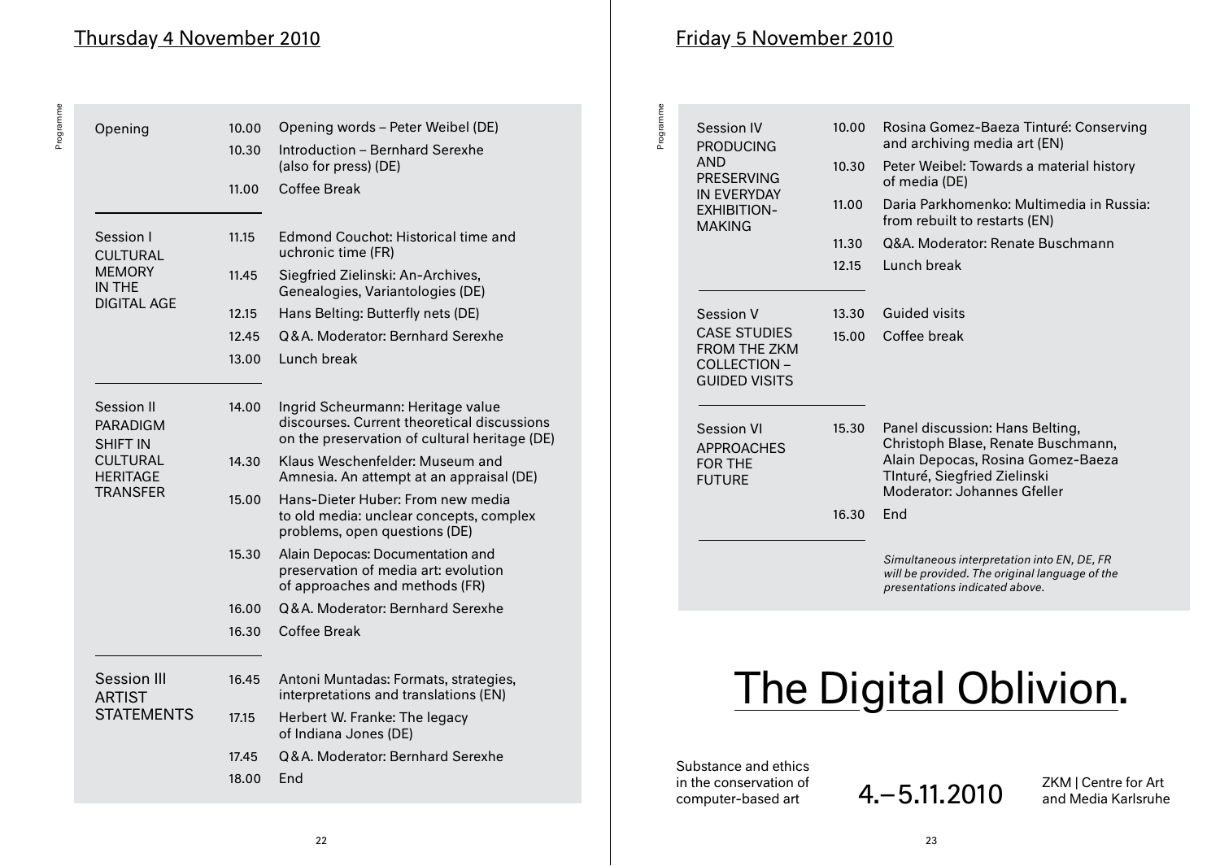## Thursday 4 November 2010

| Session | Time | Programme |
|---|---|---|
| Opening | 10.00 | Opening words – Peter Weibel (DE) |
| | 10.30 | Introduction – Bernhard Serexhe (also for press) (DE) |
| | 11.00 | Coffee Break |
| Session I CULTURAL MEMORY IN THE DIGITAL AGE | 11.15 | Edmond Couchot: Historical time and uchronic time (FR) |
| | 11.45 | Siegfried Zielinski: An-Archives, Genealogies, Variantologies (DE) |
| | 12.15 | Hans Belting: Butterfly nets (DE) |
| | 12.45 | Q&A. Moderator: Bernhard Serexhe |
| | 13.00 | Lunch break |
| Session II PARADIGM SHIFT IN CULTURAL HERITAGE TRANSFER | 14.00 | Ingrid Scheurmann: Heritage value discourses. Current theoretical discussions on the preservation of cultural heritage (DE) |
| | 14.30 | Klaus Weschenfelder: Museum and Amnesia. An attempt at an appraisal (DE) |
| | 15.00 | Hans-Dieter Huber: From new media to old media: unclear concepts, complex problems, open questions (DE) |
| | 15.30 | Alain Depocas: Documentation and preservation of media art: evolution of approaches and methods (FR) |
| | 16.00 | Q&A. Moderator: Bernhard Serexhe |
| | 16.30 | Coffee Break |
| Session III ARTIST STATEMENTS | 16.45 | Antoni Muntadas: Formats, strategies, interpretations and translations (EN) |
| | 17.15 | Herbert W. Franke: The legacy of Indiana Jones (DE) |
| | 17.45 | Q&A. Moderator: Bernhard Serexhe |
| | 18.00 | End |

## Friday 5 November 2010

| Session | Time | Programme |
|---|---|---|
| Session IV PRODUCING AND PRESERVING IN EVERYDAY EXHIBITION-MAKING | 10.00 | Rosina Gomez-Baeza Tinturé: Conserving and archiving media art (EN) |
| | 10.30 | Peter Weibel: Towards a material history of media (DE) |
| | 11.00 | Daria Parkhomenko: Multimedia in Russia: from rebuilt to restarts (EN) |
| | 11.30 | Q&A. Moderator: Renate Buschmann |
| | 12.15 | Lunch break |
| Session V CASE STUDIES FROM THE ZKM COLLECTION – GUIDED VISITS | 13.30 | Guided visits |
| | 15.00 | Coffee break |
| Session VI APPROACHES FOR THE FUTURE | 15.30 | Panel discussion: Hans Belting, Christoph Blase, Renate Buschmann, Alain Depocas, Rosina Gomez-Baeza TInturé, Siegfried Zielinski Moderator: Johannes Gfeller |
| | 16.30 | End |

*Simultaneous interpretation into EN, DE, FR will be provided. The original language of the presentations indicated above.*

# The Digital Oblivion.

Substance and ethics in the conservation of computer-based art

4.–5.11.2010

ZKM | Centre for Art and Media Karlsruhe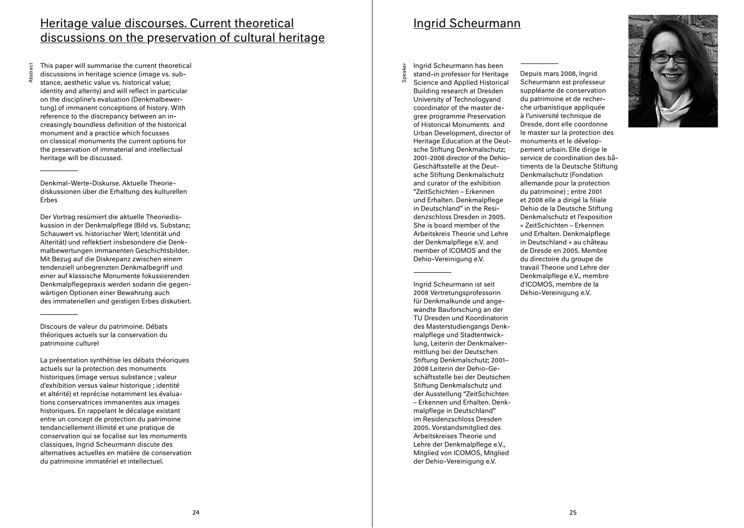## Heritage value discourses. Current theoretical discussions on the preservation of cultural heritage

Abstract

This paper will summarise the current theoretical discussions in heritage science (image vs. substance, aesthetic value vs. historical value; identity and alterity) and will reflect in particular on the discipline's evaluation (Denkmalbewertung) of immanent conceptions of history. With reference to the discrepancy between an increasingly boundless definition of the historical monument and a practice which focusses on classical monuments the current options for the preservation of immaterial and intellectual heritage will be discussed.

---

Denkmal-Werte-Diskurse. Aktuelle Theoriediskussionen über die Erhaltung des kulturellen Erbes

Der Vortrag resümiert die aktuelle Theoriediskussion in der Denkmalpflege (Bild vs. Substanz; Schauwert vs. historischer Wert; Identität und Alterität) und reflektiert insbesondere die Denkmalbewertungen immanenten Geschichtsbilder. Mit Bezug auf die Diskrepanz zwischen einem tendenziell unbegrenzten Denkmalbegriff und einer auf klassische Monumente fokussierenden Denkmalpflegepraxis werden sodann die gegenwärtigen Optionen einer Bewahrung auch des immateriellen und geistigen Erbes diskutiert.

---

Discours de valeur du patrimoine. Débats théoriques actuels sur la conservation du patrimoine culturel

La présentation synthétise les débats théoriques actuels sur la protection des monuments historiques (image versus substance ; valeur d'exhibition versus valeur historique ; identité et altérité) et reprécise notamment les évaluations conservatrices immanentes aux images historiques. En rappelant le décalage existant entre un concept de protection du patrimoine tendanciellement illimité et une pratique de conservation qui se focalise sur les monuments classiques, Ingrid Scheurmann discute des alternatives actuelles en matière de conservation du patrimoine immatériel et intellectuel.

## Ingrid Scheurmann

Speaker

Ingrid Scheurmann has been stand-in professor for Heritage Science and Applied Historical Building research at Dresden University of Technologyand coordinator of the master degree programme Preservation of Historical Monuments and Urban Development, director of Heritage Education at the Deutsche Stiftung Denkmalschutz; 2001–2008 director of the Dehio-Geschäftsstelle at the Deutsche Stiftung Denkmalschutz and curator of the exhibition "ZeitSchichten – Erkennen und Erhalten. Denkmalpflege in Deutschland" in the Residenzschloss Dresden in 2005. She is board member of the Arbeitskreis Theorie und Lehre der Denkmalpflege e.V. and member of ICOMOS and the Dehio-Vereinigung e.V.

---

Ingrid Scheurmann ist seit 2008 Vertretungsprofessorin für Denkmalkunde und angewandte Bauforschung an der TU Dresden und Koordinatorin des Masterstudiengangs Denkmalpflege und Stadtentwicklung, Leiterin der Denkmalvermittlung bei der Deutschen Stiftung Denkmalschutz; 2001–2008 Leiterin der Dehio-Geschäftsstelle bei der Deutschen Stiftung Denkmalschutz und der Ausstellung "ZeitSchichten – Erkennen und Erhalten. Denkmalpflege in Deutschland" im Residenzschloss Dresden 2005. Vorstandsmitglied des Arbeitskreises Theorie und Lehre der Denkmalpflege e.V., Mitglied von ICOMOS, Mitglied der Dehio-Vereinigung e.V.

---

Depuis mars 2008, Ingrid Scheurmann est professeur suppléante de conservation du patrimoine et de recherche urbanistique appliquée à l'université technique de Dresde, dont elle coordonne le master sur la protection des monuments et le développement urbain. Elle dirige le service de coordination des bâtiments de la Deutsche Stiftung Denkmalschutz (Fondation allemande pour la protection du patrimoine) ; entre 2001 et 2008 elle a dirigé la filiale Dehio de la Deutsche Stiftung Denkmalschutz et l'exposition « ZeitSchichten – Erkennen und Erhalten. Denkmalpflege in Deutschland » au château de Dresde en 2005. Membre du directoire du groupe de travail Theorie und Lehre der Denkmalpflege e.V., membre d'ICOMOS, membre de la Dehio-Vereinigung e.V.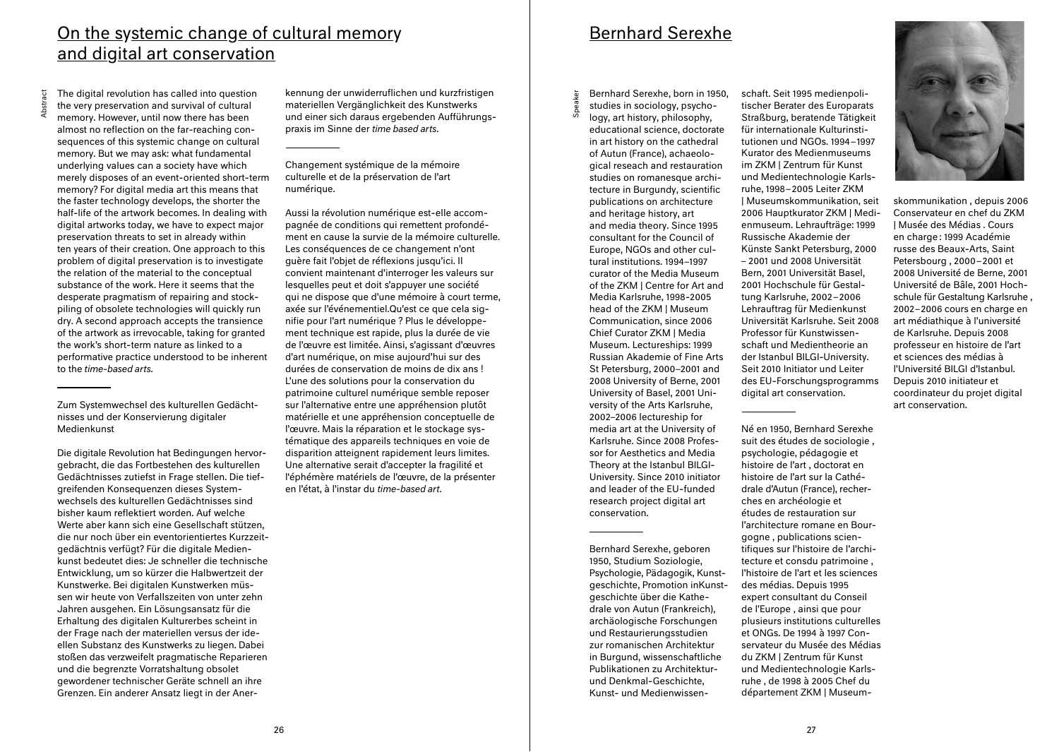## On the systemic change of cultural memory and digital art conservation

Abstract

The digital revolution has called into question the very preservation and survival of cultural memory. However, until now there has been almost no reflection on the far-reaching consequences of this systemic change on cultural memory. But we may ask: what fundamental underlying values can a society have which merely disposes of an event-oriented short-term memory? For digital media art this means that the faster technology develops, the shorter the half-life of the artwork becomes. In dealing with digital artworks today, we have to expect major preservation threats to set in already within ten years of their creation. One approach to this problem of digital preservation is to investigate the relation of the material to the conceptual substance of the work. Here it seems that the desperate pragmatism of repairing and stockpiling of obsolete technologies will quickly run dry. A second approach accepts the transience of the artwork as irrevocable, taking for granted the work's short-term nature as linked to a performative practice understood to be inherent to the *time-based arts.*

---

Zum Systemwechsel des kulturellen Gedächtnisses und der Konservierung digitaler Medienkunst

Die digitale Revolution hat Bedingungen hervorgebracht, die das Fortbestehen des kulturellen Gedächtnisses zutiefst in Frage stellen. Die tiefgreifenden Konsequenzen dieses Systemwechsels des kulturellen Gedächtnisses sind bisher kaum reflektiert worden. Auf welche Werte aber kann sich eine Gesellschaft stützen, die nur noch über ein eventorientiertes Kurzzeitgedächtnis verfügt? Für die digitale Medienkunst bedeutet dies: Je schneller die technische Entwicklung, um so kürzer die Halbwertzeit der Kunstwerke. Bei digitalen Kunstwerken müssen wir heute von Verfallszeiten von unter zehn Jahren ausgehen. Ein Lösungsansatz für die Erhaltung des digitalen Kulturerbes scheint in der Frage nach der materiellen versus der ideellen Substanz des Kunstwerks zu liegen. Dabei stoßen das verzweifelt pragmatische Reparieren und die begrenzte Vorratshaltung obsolet gewordener technischer Geräte schnell an ihre Grenzen. Ein anderer Ansatz liegt in der Anerkennung der unwiderruflichen und kurzfristigen materiellen Vergänglichkeit des Kunstwerks und einer sich daraus ergebenden Aufführungspraxis im Sinne der *time based arts*.

---

Changement systémique de la mémoire culturelle et de la préservation de l'art numérique.

Aussi la révolution numérique est-elle accompagnée de conditions qui remettent profondément en cause la survie de la mémoire culturelle. Les conséquences de ce changement n'ont guère fait l'objet de réflexions jusqu'ici. Il convient maintenant d'interroger les valeurs sur lesquelles peut et doit s'appuyer une société qui ne dispose que d'une mémoire à court terme, axée sur l'événementiel.Qu'est ce que cela signifie pour l'art numérique ? Plus le développement technique est rapide, plus la durée de vie de l'œuvre est limitée. Ainsi, s'agissant d'œuvres d'art numérique, on mise aujourd'hui sur des durées de conservation de moins de dix ans ! L'une des solutions pour la conservation du patrimoine culturel numérique semble reposer sur l'alternative entre une appréhension plutôt matérielle et une appréhension conceptuelle de l'œuvre. Mais la réparation et le stockage systématique des appareils techniques en voie de disparition atteignent rapidement leurs limites. Une alternative serait d'accepter la fragilité et l'éphémère matériels de l'œuvre, de la présenter en l'état, à l'instar du *time-based art*.

## Bernhard Serexhe

Speaker

Bernhard Serexhe, born in 1950, studies in sociology, psychology, art history, philosophy, educational science, doctorate in art history on the cathedral of Autun (France), achaeological reseach and restauration studies on romanesque architecture in Burgundy, scientific publications on architecture and heritage history, art and media theory. Since 1995 consultant for the Council of Europe, NGOs and other cultural institutions. 1994–1997 curator of the Media Museum of the ZKM | Centre for Art and Media Karlsruhe, 1998-2005 head of the ZKM | Museum Communication, since 2006 Chief Curator ZKM | Media Museum. Lectureships: 1999 Russian Akademie of Fine Arts St Petersburg, 2000–2001 and 2008 University of Berne, 2001 University of Basel, 2001 University of the Arts Karlsruhe, 2002–2006 lectureship for media art at the University of Karlsruhe. Since 2008 Professor for Aesthetics and Media Theory at the Istanbul BILGI-University. Since 2010 initiator and leader of the EU-funded research project digital art conservation.

---

Bernhard Serexhe, geboren 1950, Studium Soziologie, Psychologie, Pädagogik, Kunstgeschichte, Promotion inKunstgeschichte über die Kathedrale von Autun (Frankreich), archäologische Forschungen und Restaurierungsstudien zur romanischen Architektur in Burgund, wissenschaftliche Publikationen zu Architektur- und Denkmal-Geschichte, Kunst- und Medienwissenschaft. Seit 1995 medienpolitischer Berater des Europarats Straßburg, beratende Tätigkeit für internationale Kulturinstitutionen und NGOs. 1994–1997 Kurator des Medienmuseums im ZKM | Zentrum für Kunst und Medientechnologie Karlsruhe, 1998–2005 Leiter ZKM | Museumskommunikation, seit 2006 Hauptkurator ZKM | Medienmuseum. Lehraufträge: 1999 Russische Akademie der Künste Sankt Petersburg, 2000 – 2001 und 2008 Universität Bern, 2001 Universität Basel, 2001 Hochschule für Gestaltung Karlsruhe, 2002–2006 Lehrauftrag für Medienkunst Universität Karlsruhe. Seit 2008 Professor für Kunstwissenschaft und Medientheorie an der Istanbul BILGI-University. Seit 2010 Initiator und Leiter des EU-Forschungsprogramms digital art conservation.

---

Né en 1950, Bernhard Serexhe suit des études de sociologie , psychologie, pédagogie et histoire de l'art , doctorat en histoire de l'art sur la Cathédrale d'Autun (France), recherches en archéologie et études de restauration sur l'architecture romane en Bourgogne , publications scientifiques sur l'histoire de l'architecture et consdu patrimoine , l'histoire de l'art et les sciences des médias. Depuis 1995 expert consultant du Conseil de l'Europe , ainsi que pour plusieurs institutions culturelles et ONGs. De 1994 à 1997 Conservateur du Musée des Médias du ZKM | Zentrum für Kunst und Medientechnologie Karlsruhe , de 1998 à 2005 Chef du département ZKM | Museumskommunikation , depuis 2006 Conservateur en chef du ZKM | Musée des Médias . Cours en charge : 1999 Académie russe des Beaux-Arts, Saint Petersbourg , 2000–2001 et 2008 Université de Berne, 2001 Université de Bâle, 2001 Hochschule für Gestaltung Karlsruhe , 2002–2006 cours en charge en art médiathique à l'université de Karlsruhe. Depuis 2008 professeur en histoire de l'art et sciences des médias à l'Université BILGI d'Istanbul. Depuis 2010 initiateur et coordinateur du projet digital art conservation.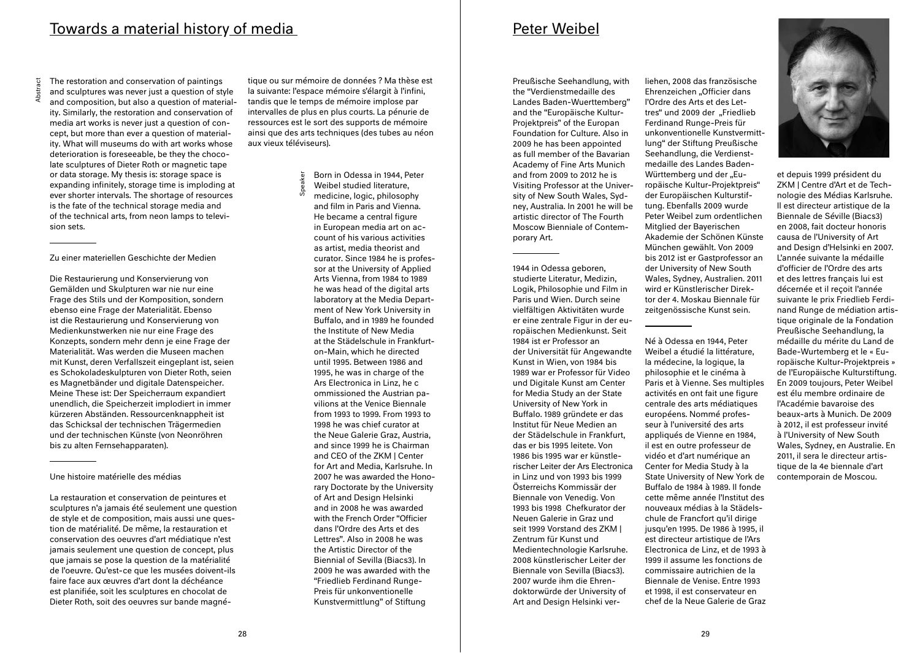# Towards a material history of media

Abstract

The restoration and conservation of paintings and sculptures was never just a question of style and composition, but also a question of materiality. Similarly, the restoration and conservation of media art works is never just a question of concept, but more than ever a question of materiality. What will museums do with art works whose deterioration is foreseeable, be they the chocolate sculptures of Dieter Roth or magnetic tape or data storage. My thesis is: storage space is expanding infinitely, storage time is imploding at ever shorter intervals. The shortage of resources is the fate of the technical storage media and of the technical arts, from neon lamps to television sets.

---

Zu einer materiellen Geschichte der Medien

Die Restaurierung und Konservierung von Gemälden und Skulpturen war nie nur eine Frage des Stils und der Komposition, sondern ebenso eine Frage der Materialität. Ebenso ist die Restaurierung und Konservierung von Medienkunstwerken nie nur eine Frage des Konzepts, sondern mehr denn je eine Frage der Materialität. Was werden die Museen machen mit Kunst, deren Verfallszeit eingeplant ist, seien es Schokoladeskulpturen von Dieter Roth, seien es Magnetbänder und digitale Datenspeicher. Meine These ist: Der Speicherraum expandiert unendlich, die Speicherzeit implodiert in immer kürzeren Abständen. Ressourcenknappheit ist das Schicksal der technischen Trägermedien und der technischen Künste (von Neonröhren bis zu alten Fernsehapparaten).

---

Une histoire matérielle des médias

La restauration et conservation de peintures et sculptures n'a jamais été seulement une question de style et de composition, mais aussi une question de matérialité. De même, la restauration et conservation des oeuvres d'art médiatique n'est jamais seulement une question de concept, plus que jamais se pose la question de la matérialité de l'oeuvre. Qu'est-ce que les musées doivent-ils faire face aux œuvres d'art dont la déchéance est planifiée, soit les sculptures en chocolat de Dieter Roth, soit des oeuvres sur bande magnétique ou sur mémoire de données ? Ma thèse est la suivante: l'espace mémoire s'élargit à l'infini, tandis que le temps de mémoire implose par intervalles de plus en plus courts. La pénurie de ressources est le sort des supports de mémoire ainsi que des arts techniques (des tubes au néon aux vieux téléviseurs).

# Peter Weibel

Speaker

Born in Odessa in 1944, Peter Weibel studied literature, medicine, logic, philosophy and film in Paris and Vienna. He became a central figure in European media art on account of his various activities as artist, media theorist and curator. Since 1984 he is professor at the University of Applied Arts Vienna, from 1984 to 1989 he was head of the digital arts laboratory at the Media Department of New York University in Buffalo, and in 1989 he founded the Institute of New Media at the Städelschule in Frankfurt-on-Main, which he directed until 1995. Between 1986 and 1995, he was in charge of the Ars Electronica in Linz, he c ommissioned the Austrian pavilions at the Venice Biennale from 1993 to 1999. From 1993 to 1998 he was chief curator at the Neue Galerie Graz, Austria, and since 1999 he is Chairman and CEO of the ZKM | Center for Art and Media, Karlsruhe. In 2007 he was awarded the Honorary Doctorate by the University of Art and Design Helsinki and in 2008 he was awarded with the French Order "Officier dans l'Ordre des Arts et des Lettres". Also in 2008 he was the Artistic Director of the Biennial of Sevilla (Biacs3). In 2009 he was awarded with the "Friedlieb Ferdinand Runge-Preis für unkonventionelle Kunstvermittlung" of Stiftung Preußische Seehandlung, with the "Verdienstmedaille des Landes Baden-Wuerttemberg" and the "Europäische Kultur-Projektpreis" of the Europan Foundation for Culture. Also in 2009 he has been appointed as full member of the Bavarian Academy of Fine Arts Munich and from 2009 to 2012 he is Visiting Professor at the University of New South Wales, Sydney, Australia. In 2001 he will be artistic director of The Fourth Moscow Bienniale of Contemporary Art.

---

1944 in Odessa geboren, studierte Literatur, Medizin, Logik, Philosophie und Film in Paris und Wien. Durch seine vielfältigen Aktivitäten wurde er eine zentrale Figur in der europäischen Medienkunst. Seit 1984 ist er Professor an der Universität für Angewandte Kunst in Wien, von 1984 bis 1989 war er Professor für Video und Digitale Kunst am Center for Media Study an der State University of New York in Buffalo. 1989 gründete er das Institut für Neue Medien an der Städelschule in Frankfurt, das er bis 1995 leitete. Von 1986 bis 1995 war er künstlerischer Leiter der Ars Electronica in Linz und von 1993 bis 1999 Österreichs Kommissär der Biennale von Venedig. Von 1993 bis 1998 Chefkurator der Neuen Galerie in Graz und seit 1999 Vorstand des ZKM | Zentrum für Kunst und Medientechnologie Karlsruhe. 2008 künstlerischer Leiter der Biennale von Sevilla (Biacs3). 2007 wurde ihm die Ehrendoktorwürde der University of Art and Design Helsinki verliehen, 2008 das französische Ehrenzeichen „Officier dans l'Ordre des Arts et des Lettres" und 2009 der „Friedlieb Ferdinand Runge-Preis für unkonventionelle Kunstvermittlung" der Stiftung Preußische Seehandlung, die Verdienstmedaille des Landes Baden-Württemberg und der „Europäische Kultur-Projektpreis" der Europäischen Kulturstiftung. Ebenfalls 2009 wurde Peter Weibel zum ordentlichen Mitglied der Bayerischen Akademie der Schönen Künste München gewählt. Von 2009 bis 2012 ist er Gastprofessor an der University of New South Wales, Sydney, Australien. 2011 wird er Künstlerischer Direktor der 4. Moskau Biennale für zeitgenössische Kunst sein.

---

Né à Odessa en 1944, Peter Weibel a étudié la littérature, la médecine, la logique, la philosophie et le cinéma à Paris et à Vienne. Ses multiples activités en ont fait une figure centrale des arts médiatiques européens. Nommé professeur à l'université des arts appliqués de Vienne en 1984, il est en outre professeur de vidéo et d'art numérique an Center for Media Study à la State University of New York de Buffalo de 1984 à 1989. Il fonde cette même année l'Institut des nouveaux médias à la Städelschule de Francfort qu'il dirige jusqu'en 1995. De 1986 à 1995, il est directeur artistique de l'Ars Electronica de Linz, et de 1993 à 1999 il assume les fonctions de commissaire autrichien de la Biennale de Venise. Entre 1993 et 1998, il est conservateur en chef de la Neue Galerie de Graz et depuis 1999 président du ZKM | Centre d'Art et de Technologie des Médias Karlsruhe. Il est directeur artistique de la Biennale de Séville (Biacs3) en 2008, fait docteur honoris causa de l'University of Art and Design d'Helsinki en 2007. L'année suivante la médaille d'officier de l'Ordre des arts et des lettres français lui est décernée et il reçoit l'année suivante le prix Friedlieb Ferdinand Runge de médiation artistique originale de la Fondation Preußische Seehandlung, la médaille du mérite du Land de Bade-Wurtemberg et le « Europäische Kultur-Projektpreis » de l'Europäische Kulturstiftung. En 2009 toujours, Peter Weibel est élu membre ordinaire de l'Académie bavaroise des beaux-arts à Munich. De 2009 à 2012, il est professeur invité à l'University of New South Wales, Sydney, en Australie. En 2011, il sera le directeur artistique de la 4e biennale d'art contemporain de Moscou.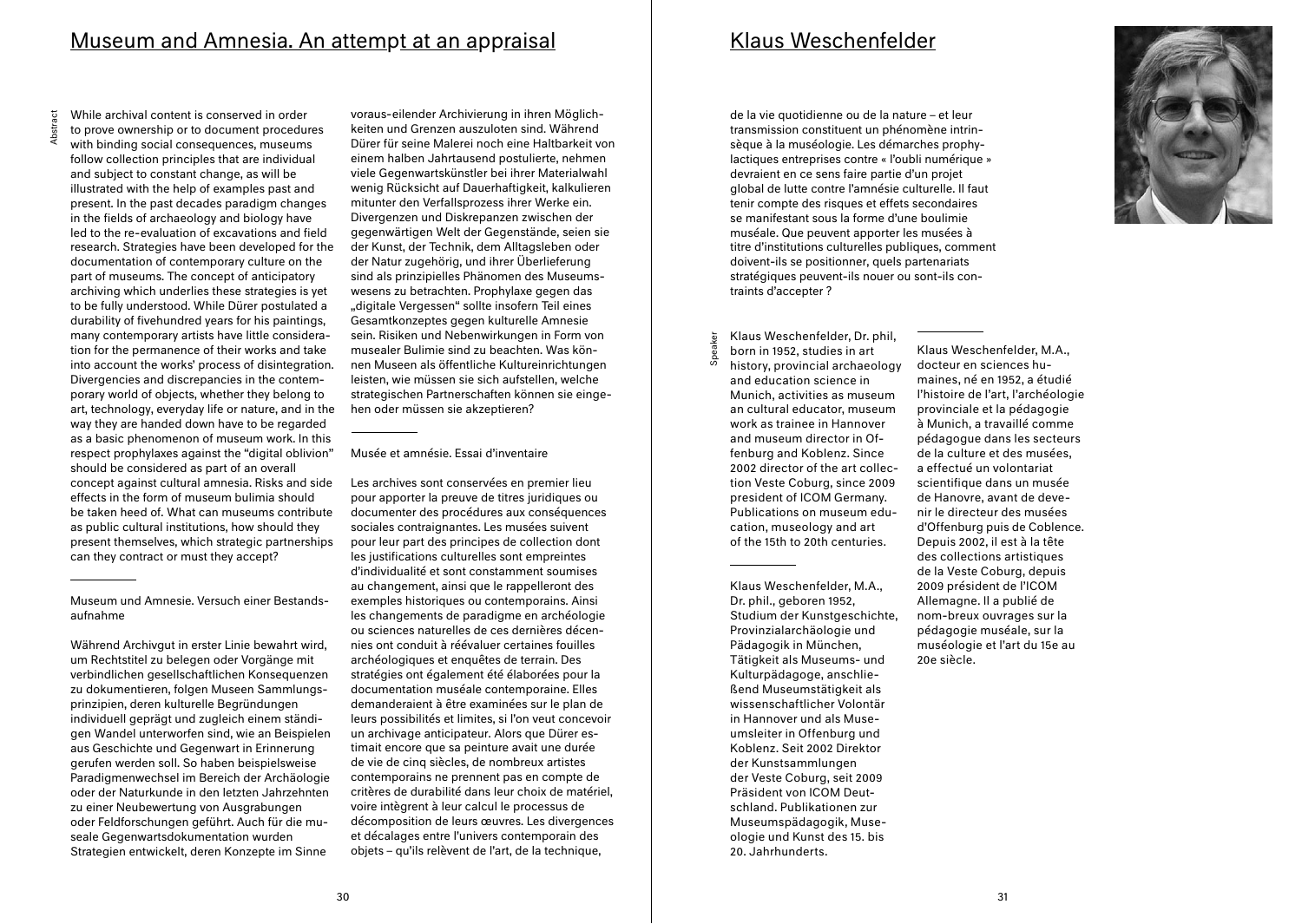# Museum and Amnesia. An attempt at an appraisal

Abstract

While archival content is conserved in order to prove ownership or to document procedures with binding social consequences, museums follow collection principles that are individual and subject to constant change, as will be illustrated with the help of examples past and present. In the past decades paradigm changes in the fields of archaeology and biology have led to the re-evaluation of excavations and field research. Strategies have been developed for the documentation of contemporary culture on the part of museums. The concept of anticipatory archiving which underlies these strategies is yet to be fully understood. While Dürer postulated a durability of fivehundred years for his paintings, many contemporary artists have little consideration for the permanence of their works and take into account the works' process of disintegration. Divergencies and discrepancies in the contemporary world of objects, whether they belong to art, technology, everyday life or nature, and in the way they are handed down have to be regarded as a basic phenomenon of museum work. In this respect prophylaxes against the "digital oblivion" should be considered as part of an overall concept against cultural amnesia. Risks and side effects in the form of museum bulimia should be taken heed of. What can museums contribute as public cultural institutions, how should they present themselves, which strategic partnerships can they contract or must they accept?

---

Museum und Amnesie. Versuch einer Bestandsaufnahme

Während Archivgut in erster Linie bewahrt wird, um Rechtstitel zu belegen oder Vorgänge mit verbindlichen gesellschaftlichen Konsequenzen zu dokumentieren, folgen Museen Sammlungsprinzipien, deren kulturelle Begründungen individuell geprägt und zugleich einem ständigen Wandel unterworfen sind, wie an Beispielen aus Geschichte und Gegenwart in Erinnerung gerufen werden soll. So haben beispielsweise Paradigmenwechsel im Bereich der Archäologie oder der Naturkunde in den letzten Jahrzehnten zu einer Neubewertung von Ausgrabungen oder Feldforschungen geführt. Auch für die museale Gegenwartsdokumentation wurden Strategien entwickelt, deren Konzepte im Sinne voraus-eilender Archivierung in ihren Möglichkeiten und Grenzen auszuloten sind. Während Dürer für seine Malerei noch eine Haltbarkeit von einem halben Jahrtausend postulierte, nehmen viele Gegenwartskünstler bei ihrer Materialwahl wenig Rücksicht auf Dauerhaftigkeit, kalkulieren mitunter den Verfallsprozess ihrer Werke ein. Divergenzen und Diskrepanzen zwischen der gegenwärtigen Welt der Gegenstände, seien sie der Kunst, der Technik, dem Alltagsleben oder der Natur zugehörig, und ihrer Überlieferung sind als prinzipielles Phänomen des Museumswesens zu betrachten. Prophylaxe gegen das „digitale Vergessen" sollte insofern Teil eines Gesamtkonzeptes gegen kulturelle Amnesie sein. Risiken und Nebenwirkungen in Form von musealer Bulimie sind zu beachten. Was können Museen als öffentliche Kultureinrichtungen leisten, wie müssen sie sich aufstellen, welche strategischen Partnerschaften können sie eingehen oder müssen sie akzeptieren?

---

Musée et amnésie. Essai d'inventaire

Les archives sont conservées en premier lieu pour apporter la preuve de titres juridiques ou documenter des procédures aux conséquences sociales contraignantes. Les musées suivent pour leur part des principes de collection dont les justifications culturelles sont empreintes d'individualité et sont constamment soumises au changement, ainsi que le rappelleront des exemples historiques ou contemporains. Ainsi les changements de paradigme en archéologie ou sciences naturelles de ces dernières décennies ont conduit à réévaluer certaines fouilles archéologiques et enquêtes de terrain. Des stratégies ont également été élaborées pour la documentation muséale contemporaine. Elles demanderaient à être examinées sur le plan de leurs possibilités et limites, si l'on veut concevoir un archivage anticipateur. Alors que Dürer estimait encore que sa peinture avait une durée de vie de cinq siècles, de nombreux artistes contemporains ne prennent pas en compte de critères de durabilité dans leur choix de matériel, voire intègrent à leur calcul le processus de décomposition de leurs œuvres. Les divergences et décalages entre l'univers contemporain des objets – qu'ils relèvent de l'art, de la technique, de la vie quotidienne ou de la nature – et leur transmission constituent un phénomène intrinsèque à la muséologie. Les démarches prophylactiques entreprises contre « l'oubli numérique » devraient en ce sens faire partie d'un projet global de lutte contre l'amnésie culturelle. Il faut tenir compte des risques et effets secondaires se manifestant sous la forme d'une boulimie muséale. Que peuvent apporter les musées à titre d'institutions culturelles publiques, comment doivent-ils se positionner, quels partenariats stratégiques peuvent-ils nouer ou sont-ils contraints d'accepter ?

# Klaus Weschenfelder

Speaker

Klaus Weschenfelder, Dr. phil, born in 1952, studies in art history, provincial archaeology and education science in Munich, activities as museum an cultural educator, museum work as trainee in Hannover and museum director in Offenburg and Koblenz. Since 2002 director of the art collection Veste Coburg, since 2009 president of ICOM Germany. Publications on museum education, museology and art of the 15th to 20th centuries.

---

Klaus Weschenfelder, M.A., Dr. phil., geboren 1952, Studium der Kunstgeschichte, Provinzialarchäologie und Pädagogik in München, Tätigkeit als Museums- und Kulturpädagoge, anschließend Museumstätigkeit als wissenschaftlicher Volontär in Hannover und als Museumsleiter in Offenburg und Koblenz. Seit 2002 Direktor der Kunstsammlungen der Veste Coburg, seit 2009 Präsident von ICOM Deutschland. Publikationen zur Museumspädagogik, Museologie und Kunst des 15. bis 20. Jahrhunderts.

---

Klaus Weschenfelder, M.A., docteur en sciences humaines, né en 1952, a étudié l'histoire de l'art, l'archéologie provinciale et la pédagogie à Munich, a travaillé comme pédagogue dans les secteurs de la culture et des musées, a effectué un volontariat scientifique dans un musée de Hanovre, avant de devenir le directeur des musées d'Offenburg puis de Coblence. Depuis 2002, il est à la tête des collections artistiques de la Veste Coburg, depuis 2009 président de l'ICOM Allemagne. Il a publié de nom-breux ouvrages sur la pédagogie muséale, sur la muséologie et l'art du 15e au 20e siècle.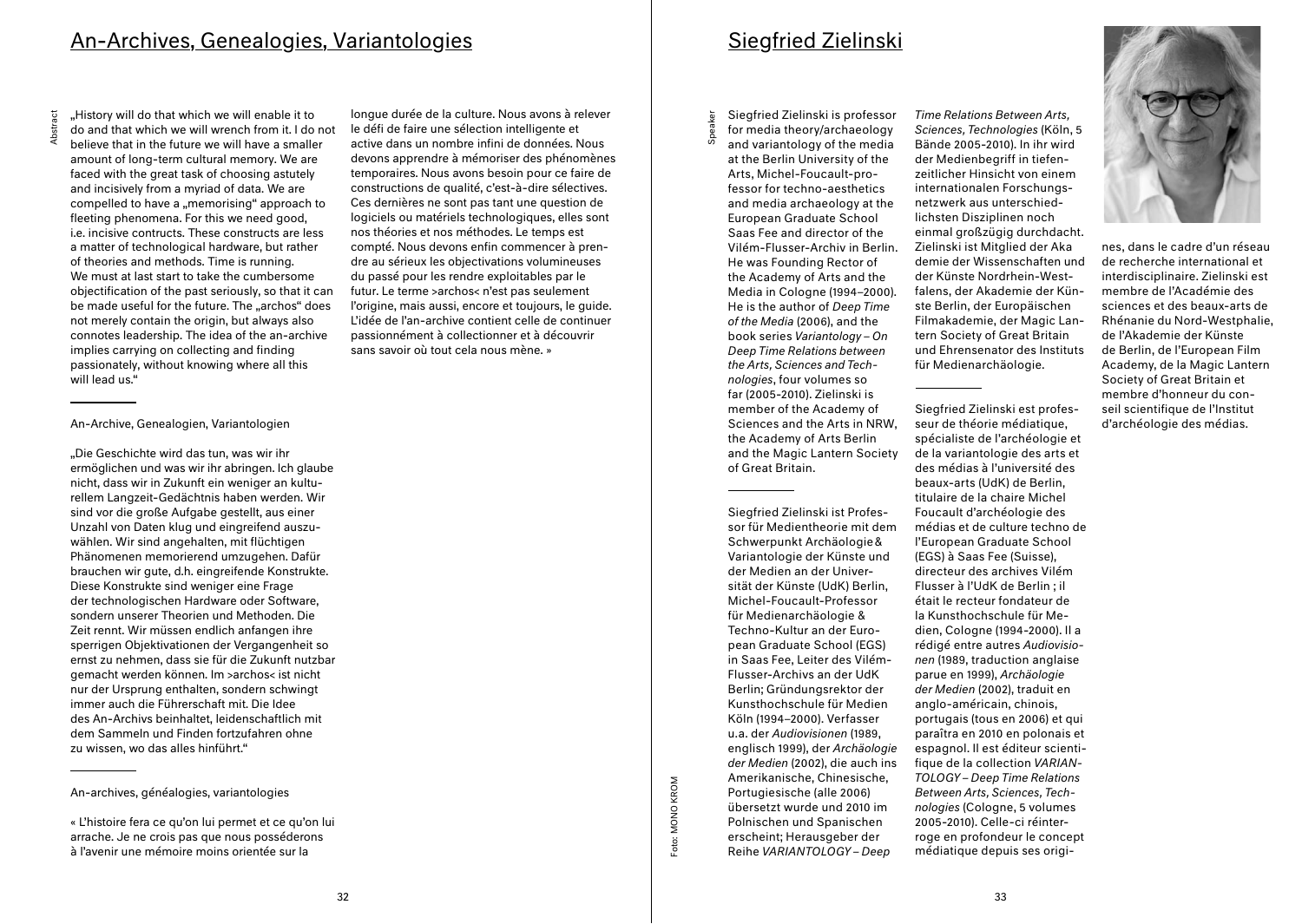## An-Archives, Genealogies, Variantologies

Abstract

„History will do that which we will enable it to do and that which we will wrench from it. I do not believe that in the future we will have a smaller amount of long-term cultural memory. We are faced with the great task of choosing astutely and incisively from a myriad of data. We are compelled to have a „memorising" approach to fleeting phenomena. For this we need good, i.e. incisive contructs. These constructs are less a matter of technological hardware, but rather of theories and methods. Time is running. We must at last start to take the cumbersome objectification of the past seriously, so that it can be made useful for the future. The „archos" does not merely contain the origin, but always also connotes leadership. The idea of the an-archive implies carrying on collecting and finding passionately, without knowing where all this will lead us."

---

An-Archive, Genealogien, Variantologien

„Die Geschichte wird das tun, was wir ihr ermöglichen und was wir ihr abringen. Ich glaube nicht, dass wir in Zukunft ein weniger an kulturellem Langzeit-Gedächtnis haben werden. Wir sind vor die große Aufgabe gestellt, aus einer Unzahl von Daten klug und eingreifend auszuwählen. Wir sind angehalten, mit flüchtigen Phänomenen memorierend umzugehen. Dafür brauchen wir gute, d.h. eingreifende Konstrukte. Diese Konstrukte sind weniger eine Frage der technologischen Hardware oder Software, sondern unserer Theorien und Methoden. Die Zeit rennt. Wir müssen endlich anfangen ihre sperrigen Objektivationen der Vergangenheit so ernst zu nehmen, dass sie für die Zukunft nutzbar gemacht werden können. Im >archos< ist nicht nur der Ursprung enthalten, sondern schwingt immer auch die Führerschaft mit. Die Idee des An-Archivs beinhaltet, leidenschaftlich mit dem Sammeln und Finden fortzufahren ohne zu wissen, wo das alles hinführt."

---

An-archives, généalogies, variantologies

« L'histoire fera ce qu'on lui permet et ce qu'on lui arrache. Je ne crois pas que nous posséderons à l'avenir une mémoire moins orientée sur la longue durée de la culture. Nous avons à relever le défi de faire une sélection intelligente et active dans un nombre infini de données. Nous devons apprendre à mémoriser des phénomènes temporaires. Nous avons besoin pour ce faire de constructions de qualité, c'est-à-dire sélectives. Ces dernières ne sont pas tant une question de logiciels ou matériels technologiques, elles sont nos théories et nos méthodes. Le temps est compté. Nous devons enfin commencer à prendre au sérieux les objectivations volumineuses du passé pour les rendre exploitables par le futur. Le terme >archos< n'est pas seulement l'origine, mais aussi, encore et toujours, le guide. L'idée de l'an-archive contient celle de continuer passionnément à collectionner et à découvrir sans savoir où tout cela nous mène. »

## Siegfried Zielinski

Speaker

Siegfried Zielinski is professor for media theory/archaeology and variantology of the media at the Berlin University of the Arts, Michel-Foucault-professor for techno-aesthetics and media archaeology at the European Graduate School Saas Fee and director of the Vilém-Flusser-Archiv in Berlin. He was Founding Rector of the Academy of Arts and the Media in Cologne (1994–2000). He is the author of *Deep Time of the Media* (2006), and the book series *Variantology – On Deep Time Relations between the Arts, Sciences and Technologies*, four volumes so far (2005-2010). Zielinski is member of the Academy of Sciences and the Arts in NRW, the Academy of Arts Berlin and the Magic Lantern Society of Great Britain.

---

Siegfried Zielinski ist Professor für Medientheorie mit dem Schwerpunkt Archäologie & Variantologie der Künste und der Medien an der Universität der Künste (UdK) Berlin, Michel-Foucault-Professor für Medienarchäologie & Techno-Kultur an der European Graduate School (EGS) in Saas Fee, Leiter des Vilém-Flusser-Archivs an der UdK Berlin; Gründungsrektor der Kunsthochschule für Medien Köln (1994–2000). Verfasser u.a. der *Audiovisionen* (1989, englisch 1999), der *Archäologie der Medien* (2002), die auch ins Amerikanische, Chinesische, Portugiesische (alle 2006) übersetzt wurde und 2010 im Polnischen und Spanischen erscheint; Herausgeber der Reihe *VARIANTOLOGY – Deep Time Relations Between Arts, Sciences, Technologies* (Köln, 5 Bände 2005-2010). In ihr wird der Medienbegriff in tiefenzeitlicher Hinsicht von einem internationalen Forschungsnetzwerk aus unterschiedlichsten Disziplinen noch einmal großzügig durchdacht. Zielinski ist Mitglied der Akademie der Wissenschaften und der Künste Nordrhein-Westfalens, der Akademie der Künste Berlin, der Europäischen Filmakademie, der Magic Lantern Society of Great Britain und Ehrensenator des Instituts für Medienarchäologie.

---

Siegfried Zielinski est professeur de théorie médiatique, spécialiste de l'archéologie et de la variantologie des arts et des médias à l'université des beaux-arts (UdK) de Berlin, titulaire de la chaire Michel Foucault d'archéologie des médias et de culture techno de l'European Graduate School (EGS) à Saas Fee (Suisse), directeur des archives Vilém Flusser à l'UdK de Berlin ; il était le recteur fondateur de la Kunsthochschule für Medien, Cologne (1994-2000). Il a rédigé entre autres *Audiovisionen* (1989, traduction anglaise parue en 1999), *Archäologie der Medien* (2002), traduit en anglo-américain, chinois, portugais (tous en 2006) et qui paraîtra en 2010 en polonais et espagnol. Il est éditeur scientifique de la collection *VARIANTOLOGY – Deep Time Relations Between Arts, Sciences, Technologies* (Cologne, 5 volumes 2005-2010). Celle-ci réinterroge en profondeur le concept médiatique depuis ses origines, dans le cadre d'un réseau de recherche international et interdisciplinaire. Zielinski est membre de l'Académie des sciences et des beaux-arts de Rhénanie du Nord-Westphalie, de l'Akademie der Künste de Berlin, de l'European Film Academy, de la Magic Lantern Society of Great Britain et membre d'honneur du conseil scientifique de l'Institut d'archéologie des médias.

Foto: MONO KROM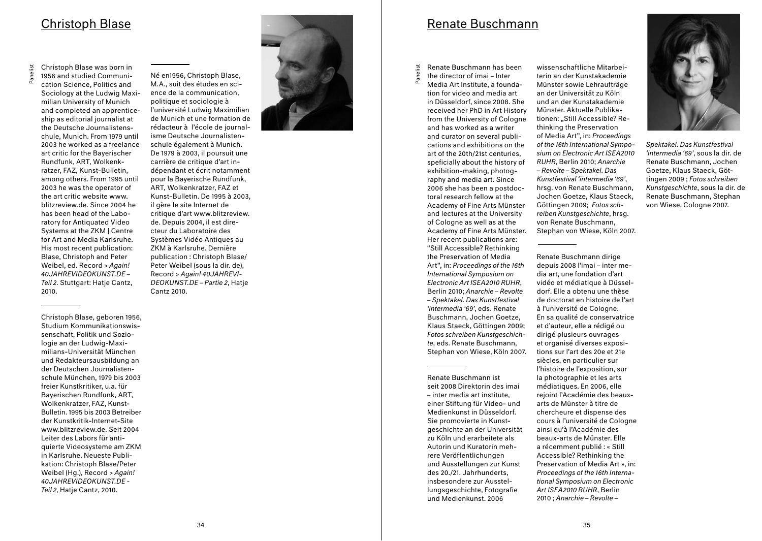## Christoph Blase

Panelist

Christoph Blase was born in 1956 and studied Communication Science, Politics and Sociology at the Ludwig Maximilian University of Munich and completed an apprenticeship as editorial journalist at the Deutsche Journalistenschule, Munich. From 1979 until 2003 he worked as a freelance art critic for the Bayerischer Rundfunk, ART, Wolkenkratzer, FAZ, Kunst-Bulletin, among others. From 1995 until 2003 he was the operator of the art critic website www.blitzreview.de. Since 2004 he has been head of the Laboratory for Antiquated Video Systems at the ZKM | Centre for Art and Media Karlsruhe. His most recent publication: Blase, Christoph and Peter Weibel, ed. Record > *Again! 40JAHREVIDEOKUNST.DE – Teil 2.* Stuttgart: Hatje Cantz, 2010.

---

Christoph Blase, geboren 1956, Studium Kommunikationswissenschaft, Politik und Soziologie an der Ludwig-Maximilians-Universität München und Redakteursausbildung an der Deutschen Journalistenschule München, 1979 bis 2003 freier Kunstkritiker, u.a. für Bayerischen Rundfunk, ART, Wolkenkratzer, FAZ, Kunst-Bulletin. 1995 bis 2003 Betreiber der Kunstkritik-Internet-Site www.blitzreview.de. Seit 2004 Leiter des Labors für antiquierte Videosysteme am ZKM in Karlsruhe. Neueste Publikation: Christoph Blase/Peter Weibel (Hg.), Record > *Again! 40JAHREVIDEOKUNST.DE - Teil 2*, Hatje Cantz, 2010.

---

Né en1956, Christoph Blase, M.A., suit des études en science de la communication, politique et sociologie à l'université Ludwig Maximilian de Munich et une formation de rédacteur à l'école de journalisme Deutsche Journalistenschule également à Munich. De 1979 à 2003, il poursuit une carrière de critique d'art indépendant et écrit notamment pour la Bayerische Rundfunk, ART, Wolkenkratzer, FAZ et Kunst-Bulletin. De 1995 à 2003, il gère le site Internet de critique d'art www.blitzreview.de. Depuis 2004, il est directeur du Laboratoire des Systèmes Vidéo Antiques au ZKM à Karlsruhe. Dernière publication : Christoph Blase/ Peter Weibel (sous la dir. de), Record > *Again! 40JAHREVIDEOKUNST.DE – Partie 2*, Hatje Cantz 2010.

## Renate Buschmann

Panelist

Renate Buschmann has been the director of imai – Inter Media Art Institute, a foundation for video and media art in Düsseldorf, since 2008. She received her PhD in Art History from the University of Cologne and has worked as a writer and curator on several publications and exhibitions on the art of the 20th/21st centuries, speficially about the history of exhibition-making, photography and media art. Since 2006 she has been a postdoctoral research fellow at the Academy of Fine Arts Münster and lectures at the University of Cologne as well as at the Academy of Fine Arts Münster. Her recent publications are: "Still Accessible? Rethinking the Preservation of Media Art", in: *Proceedings of the 16th International Symposium on Electronic Art ISEA2010 RUHR*, Berlin 2010; *Anarchie – Revolte – Spektakel. Das Kunstfestival 'intermedia '69'*, eds. Renate Buschmann, Jochen Goetze, Klaus Staeck, Göttingen 2009; *Fotos schreiben Kunstgeschichte*, eds. Renate Buschmann, Stephan von Wiese, Köln 2007.

---

Renate Buschmann ist seit 2008 Direktorin des imai – inter media art institute, einer Stiftung für Video- und Medienkunst in Düsseldorf. Sie promovierte in Kunstgeschichte an der Universität zu Köln und erarbeitete als Autorin und Kuratorin mehrere Veröffentlichungen und Ausstellungen zur Kunst des 20./21. Jahrhunderts, insbesondere zur Ausstellungsgeschichte, Fotografie und Medienkunst. 2006 wissenschaftliche Mitarbeiterin an der Kunstakademie Münster sowie Lehraufträge an der Universität zu Köln und an der Kunstakademie Münster. Aktuelle Publikationen: „Still Accessible? Rethinking the Preservation of Media Art", in: *Proceedings of the 16th International Symposium on Electronic Art ISEA2010 RUHR*, Berlin 2010; *Anarchie – Revolte – Spektakel. Das Kunstfestival 'intermedia '69'*, hrsg. von Renate Buschmann, Jochen Goetze, Klaus Staeck, Göttingen 2009; *Fotos schreiben Kunstgeschichte*, hrsg. von Renate Buschmann, Stephan von Wiese, Köln 2007.

---

Renate Buschmann dirige depuis 2008 l'imai – inter media art, une fondation d'art vidéo et médiatique à Düsseldorf. Elle a obtenu une thèse de doctorat en histoire de l'art à l'université de Cologne. En sa qualité de conservatrice et d'auteur, elle a rédigé ou dirigé plusieurs ouvrages et organisé diverses expositions sur l'art des 20e et 21e siècles, en particulier sur l'histoire de l'exposition, sur la photographie et les arts médiatiques. En 2006, elle rejoint l'Académie des beaux-arts de Münster à titre de chercheure et dispense des cours à l'université de Cologne ainsi qu'à l'Académie des beaux-arts de Münster. Elle a récemment publié : « Still Accessible? Rethinking the Preservation of Media Art », in: *Proceedings of the 16th International Symposium on Electronic Art ISEA2010 RUHR*, Berlin 2010 ; *Anarchie – Revolte – Spektakel. Das Kunstfestival 'intermedia '69'*, sous la dir. de Renate Buschmann, Jochen Goetze, Klaus Staeck, Göttingen 2009 ; *Fotos schreiben Kunstgeschichte*, sous la dir. de Renate Buschmann, Stephan von Wiese, Cologne 2007.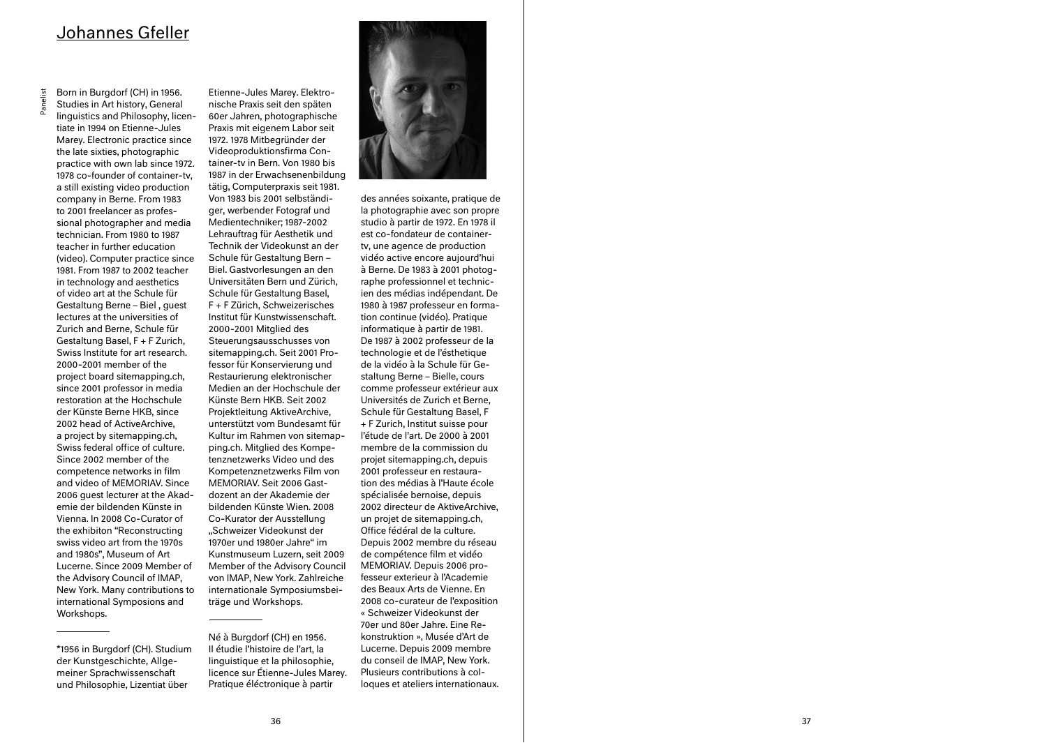# Johannes Gfeller

Panelist

Born in Burgdorf (CH) in 1956. Studies in Art history, General linguistics and Philosophy, licentiate in 1994 on Etienne-Jules Marey. Electronic practice since the late sixties, photographic practice with own lab since 1972. 1978 co-founder of container-tv, a still existing video production company in Berne. From 1983 to 2001 freelancer as professional photographer and media technician. From 1980 to 1987 teacher in further education (video). Computer practice since 1981. From 1987 to 2002 teacher in technology and aesthetics of video art at the Schule für Gestaltung Berne – Biel , guest lectures at the universities of Zurich and Berne, Schule für Gestaltung Basel, F + F Zurich, Swiss Institute for art research. 2000-2001 member of the project board sitemapping.ch, since 2001 professor in media restoration at the Hochschule der Künste Berne HKB, since 2002 head of ActiveArchive, a project by sitemapping.ch, Swiss federal office of culture. Since 2002 member of the competence networks in film and video of MEMORIAV. Since 2006 guest lecturer at the Akademie der bildenden Künste in Vienna. In 2008 Co-Curator of the exhibiton "Reconstructing swiss video art from the 1970s and 1980s", Museum of Art Lucerne. Since 2009 Member of the Advisory Council of IMAP, New York. Many contributions to international Symposions and Workshops.

---

*1956 in Burgdorf (CH). Studium der Kunstgeschichte, Allgemeiner Sprachwissenschaft und Philosophie, Lizentiat über Etienne-Jules Marey. Elektronische Praxis seit den späten 60er Jahren, photographische Praxis mit eigenem Labor seit 1972. 1978 Mitbegründer der Videoproduktionsfirma Container-tv in Bern. Von 1980 bis 1987 in der Erwachsenenbildung tätig, Computerpraxis seit 1981. Von 1983 bis 2001 selbständiger, werbender Fotograf und Medientechniker; 1987-2002 Lehrauftrag für Aesthetik und Technik der Videokunst an der Schule für Gestaltung Bern – Biel. Gastvorlesungen an den Universitäten Bern und Zürich, Schule für Gestaltung Basel, F + F Zürich, Schweizerisches Institut für Kunstwissenschaft. 2000-2001 Mitglied des Steuerungsausschusses von sitemapping.ch. Seit 2001 Professor für Konservierung und Restaurierung elektronischer Medien an der Hochschule der Künste Bern HKB. Seit 2002 Projektleitung AktiveArchive, unterstützt vom Bundesamt für Kultur im Rahmen von sitemapping.ch. Mitglied des Kompetenznetzwerks Video und des Kompetenznetzwerks Film von MEMORIAV. Seit 2006 Gastdozent an der Akademie der bildenden Künste Wien. 2008 Co-Kurator der Ausstellung „Schweizer Videokunst der 1970er und 1980er Jahre" im Kunstmuseum Luzern, seit 2009 Member of the Advisory Council von IMAP, New York. Zahlreiche internationale Symposiumsbeiträge und Workshops.

---

Né à Burgdorf (CH) en 1956. Il étudie l'histoire de l'art, la linguistique et la philosophie, licence sur Étienne-Jules Marey. Pratique éléctronique à partir des années soixante, pratique de la photographie avec son propre studio à partir de 1972. En 1978 il est co-fondateur de container-tv, une agence de production vidéo active encore aujourd'hui à Berne. De 1983 à 2001 photographe professionnel et technicien des médias indépendant. De 1980 à 1987 professeur en formation continue (vidéo). Pratique informatique à partir de 1981. De 1987 à 2002 professeur de la technologie et de l'ésthetique de la vidéo à la Schule für Gestaltung Berne – Bielle, cours comme professeur extérieur aux Universités de Zurich et Berne, Schule für Gestaltung Basel, F + F Zurich, Institut suisse pour l'étude de l'art. De 2000 à 2001 membre de la commission du projet sitemapping.ch, depuis 2001 professeur en restauration des médias à l'Haute école spécialisée bernoise, depuis 2002 directeur de AktiveArchive, un projet de sitemapping.ch, Office fédéral de la culture. Depuis 2002 membre du réseau de compétence film et vidéo MEMORIAV. Depuis 2006 professeur exterieur à l'Academie des Beaux Arts de Vienne. En 2008 co-curateur de l'exposition « Schweizer Videokunst der 70er und 80er Jahre. Eine Rekonstruktion », Musée d'Art de Lucerne. Depuis 2009 membre du conseil de IMAP, New York. Plusieurs contributions à colloques et ateliers internationaux.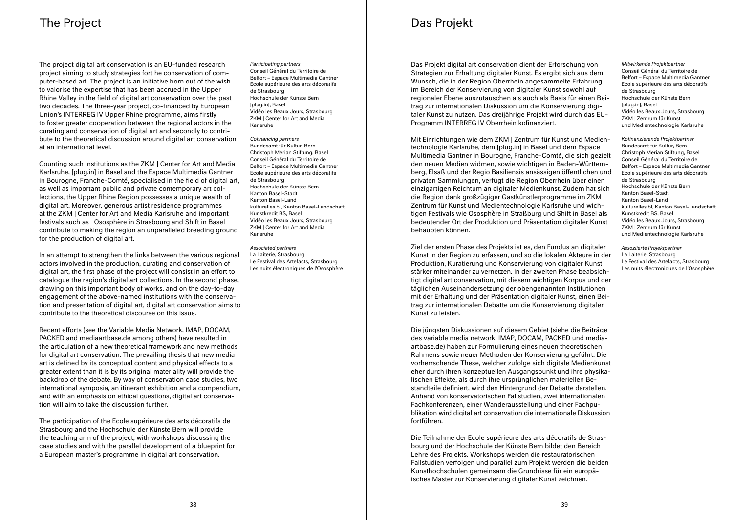# The Project

The project digital art conservation is an EU-funded research project aiming to study strategies fort he conservation of computer-based art. The project is an initiative born out of the wish to valorise the expertise that has been accrued in the Upper Rhine Valley in the field of digital art conservation over the past two decades. The three-year project, co-financed by European Union's INTERREG IV Upper Rhine programme, aims firstly to foster greater cooperation between the regional actors in the curating and conservation of digital art and secondly to contribute to the theoretical discussion around digital art conservation at an international level.

Counting such institutions as the ZKM | Center for Art and Media Karlsruhe, [plug.in] in Basel and the Espace Multimedia Gantner in Bourogne, Franche-Comté, specialised in the field of digital art, as well as important public and private contemporary art collections, the Upper Rhine Region possesses a unique wealth of digital art. Moreover, generous artist residence programmes at the ZKM | Center for Art and Media Karlsruhe and important festivals such as Ososphère in Strasbourg and Shift in Basel contribute to making the region an unparalleled breeding ground for the production of digital art.

In an attempt to strengthen the links between the various regional actors involved in the production, curating and conservation of digital art, the first phase of the project will consist in an effort to catalogue the region's digital art collections. In the second phase, drawing on this important body of works, and on the day-to-day engagement of the above-named institutions with the conservation and presentation of digital art, digital art conservation aims to contribute to the theoretical discourse on this issue.

Recent efforts (see the Variable Media Network, IMAP, DOCAM, PACKED and mediaartbase.de among others) have resulted in the articulation of a new theoretical framework and new methods for digital art conservation. The prevailing thesis that new media art is defined by its conceptual content and physical effects to a greater extent than it is by its original materiality will provide the backdrop of the debate. By way of conservation case studies, two international symposia, an itinerant exhibition and a compendium, and with an emphasis on ethical questions, digital art conservation will aim to take the discussion further.

The participation of the Ecole supérieure des arts décoratifs de Strasbourg and the Hochschule der Künste Bern will provide the teaching arm of the project, with workshops discussing the case studies and with the parallel development of a blueprint for a European master's programme in digital art conservation.

*Participating partners*
Conseil Général du Territoire de Belfort – Espace Multimedia Gantner
Ecole supérieure des arts décoratifs de Strasbourg
Hochschule der Künste Bern
[plug.in], Basel
Vidéo les Beaux Jours, Strasbourg
ZKM | Center for Art and Media Karlsruhe

*Cofinancing partners*
Bundesamt für Kultur, Bern
Christoph Merian Stiftung, Basel
Conseil Général du Territoire de Belfort – Espace Multimedia Gantner
Ecole supérieure des arts décoratifs de Strasbourg
Hochschule der Künste Bern
Kanton Basel-Stadt
Kanton Basel-Land
kulturelles.bl, Kanton Basel-Landschaft
Kunstkredit BS, Basel
Vidéo les Beaux Jours, Strasbourg
ZKM | Center for Art and Media Karlsruhe

*Associated partners*
La Laiterie, Strasbourg
Le Festival des Artefacts, Strasbourg
Les nuits électroniques de l'Ososphère

# Das Projekt

Das Projekt digital art conservation dient der Erforschung von Strategien zur Erhaltung digitaler Kunst. Es ergibt sich aus dem Wunsch, die in der Region Oberrhein angesammelte Erfahrung im Bereich der Konservierung von digitaler Kunst sowohl auf regionaler Ebene auszutauschen als auch als Basis für einen Beitrag zur internationalen Diskussion um die Konservierung digitaler Kunst zu nutzen. Das dreijährige Projekt wird durch das EU-Programm INTERREG IV Oberrhein kofinanziert.

Mit Einrichtungen wie dem ZKM | Zentrum für Kunst und Medientechnologie Karlsruhe, dem [plug.in] in Basel und dem Espace Multimedia Gantner in Bourogne, Franche-Comté, die sich gezielt den neuen Medien widmen, sowie wichtigen in Baden-Württemberg, Elsaß und der Regio Basiliensis ansässigen öffentlichen und privaten Sammlungen, verfügt die Region Oberrhein über einen einzigartigen Reichtum an digitaler Medienkunst. Zudem hat sich die Region dank großzügiger Gastkünstlerprogramme im ZKM | Zentrum für Kunst und Medientechnologie Karlsruhe und wichtigen Festivals wie Ososphère in Straßburg und Shift in Basel als bedeutender Ort der Produktion und Präsentation digitaler Kunst behaupten können.

Ziel der ersten Phase des Projekts ist es, den Fundus an digitaler Kunst in der Region zu erfassen, und so die lokalen Akteure in der Produktion, Kuratierung und Konservierung von digitaler Kunst stärker miteinander zu vernetzen. In der zweiten Phase beabsichtigt digital art conservation, mit diesem wichtigen Korpus und der täglichen Auseinandersetzung der obengenannten Institutionen mit der Erhaltung und der Präsentation digitaler Kunst, einen Beitrag zur internationalen Debatte um die Konservierung digitaler Kunst zu leisten.

Die jüngsten Diskussionen auf diesem Gebiet (siehe die Beiträge des variable media network, IMAP, DOCAM, PACKED und mediaartbase.de) haben zur Formulierung eines neuen theoretischen Rahmens sowie neuer Methoden der Konservierung geführt. Die vorherrschende These, welcher zufolge sich digitale Medienkunst eher durch ihren konzeptuellen Ausgangspunkt und ihre physikalischen Effekte, als durch ihre ursprünglichen materiellen Bestandteile definiert, wird den Hintergrund der Debatte darstellen. Anhand von konservatorischen Fallstudien, zwei internationalen Fachkonferenzen, einer Wanderausstellung und einer Fachpublikation wird digital art conservation die internationale Diskussion fortführen.

Die Teilnahme der Ecole supérieure des arts décoratifs de Strasbourg und der Hochschule der Künste Bern bildet den Bereich Lehre des Projekts. Workshops werden die restauratorischen Fallstudien verfolgen und parallel zum Projekt werden die beiden Kunsthochschulen gemeinsam die Grundrisse für ein europäisches Master zur Konservierung digitaler Kunst zeichnen.

*Mitwirkende Projektpartner*
Conseil Général du Territoire de Belfort – Espace Multimedia Gantner
Ecole supérieure des arts décoratifs de Strasbourg
Hochschule der Künste Bern
[plug.in], Basel
Vidéo les Beaux Jours, Strasbourg
ZKM | Zentrum für Kunst und Medientechnologie Karlsruhe

*Kofinanzierende Projektpartner*
Bundesamt für Kultur, Bern
Christoph Merian Stiftung, Basel
Conseil Général du Territoire de Belfort – Espace Multimedia Gantner
Ecole supérieure des arts décoratifs de Strasbourg
Hochschule der Künste Bern
Kanton Basel-Stadt
Kanton Basel-Land
kulturelles.bl, Kanton Basel-Landschaft
Kunstkredit BS, Basel
Vidéo les Beaux Jours, Strasbourg
ZKM | Zentrum für Kunst und Medientechnologie Karlsruhe

*Assoziierte Projektpartner*
La Laiterie, Strasbourg
Le Festival des Artefacts, Strasbourg
Les nuits électroniques de l'Ososphère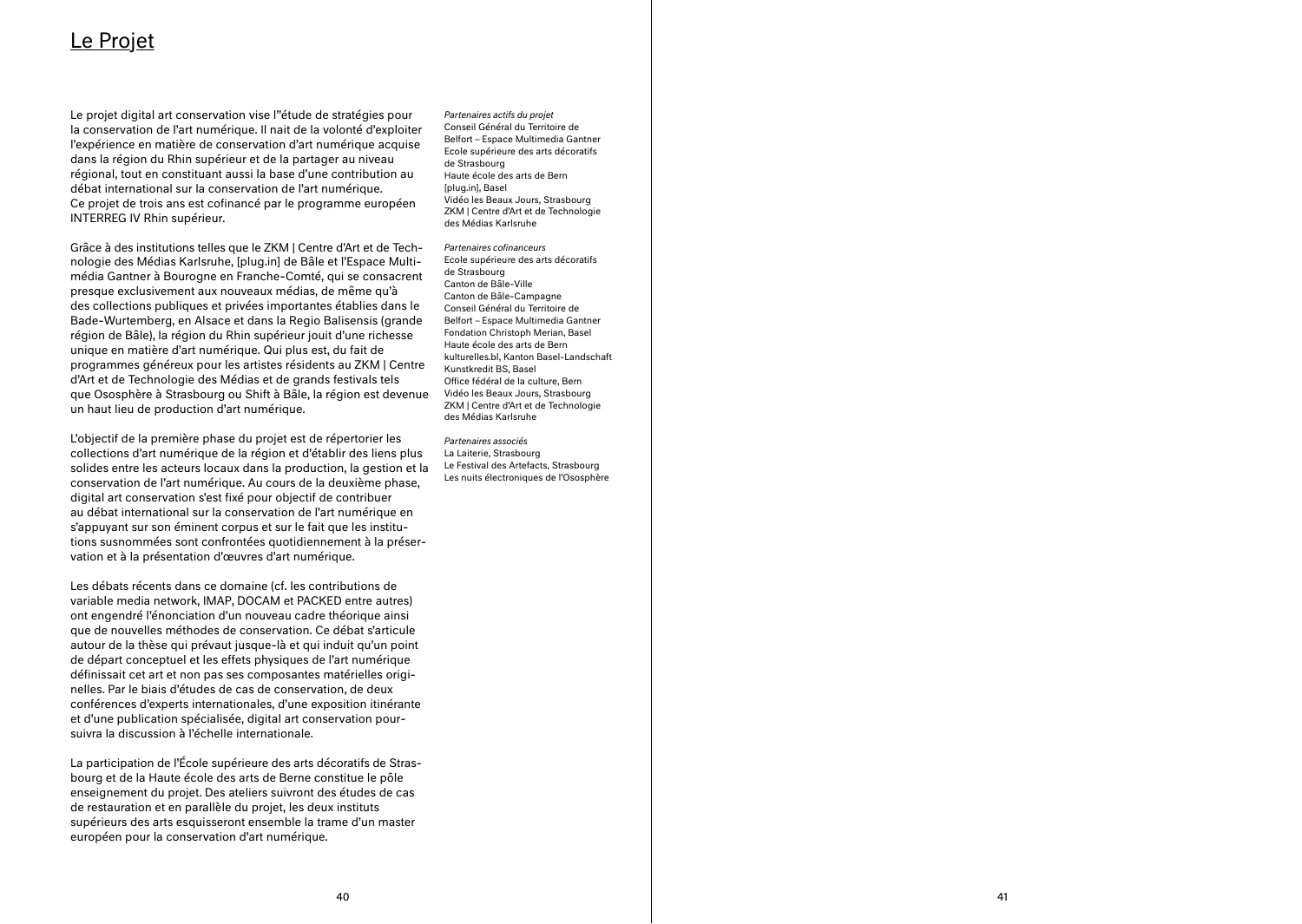# Le Projet

Le projet digital art conservation vise l'"étude de stratégies pour la conservation de l'art numérique. Il nait de la volonté d'exploiter l'expérience en matière de conservation d'art numérique acquise dans la région du Rhin supérieur et de la partager au niveau régional, tout en constituant aussi la base d'une contribution au débat international sur la conservation de l'art numérique. Ce projet de trois ans est cofinancé par le programme européen INTERREG IV Rhin supérieur.

Grâce à des institutions telles que le ZKM | Centre d'Art et de Technologie des Médias Karlsruhe, [plug.in] de Bâle et l'Espace Multimédia Gantner à Bourogne en Franche-Comté, qui se consacrent presque exclusivement aux nouveaux médias, de même qu'à des collections publiques et privées importantes établies dans le Bade-Wurtemberg, en Alsace et dans la Regio Balisensis (grande région de Bâle), la région du Rhin supérieur jouit d'une richesse unique en matière d'art numérique. Qui plus est, du fait de programmes généreux pour les artistes résidents au ZKM | Centre d'Art et de Technologie des Médias et de grands festivals tels que Ososphère à Strasbourg ou Shift à Bâle, la région est devenue un haut lieu de production d'art numérique.

L'objectif de la première phase du projet est de répertorier les collections d'art numérique de la région et d'établir des liens plus solides entre les acteurs locaux dans la production, la gestion et la conservation de l'art numérique. Au cours de la deuxième phase, digital art conservation s'est fixé pour objectif de contribuer au débat international sur la conservation de l'art numérique en s'appuyant sur son éminent corpus et sur le fait que les institutions susnommées sont confrontées quotidiennement à la préservation et à la présentation d'œuvres d'art numérique.

Les débats récents dans ce domaine (cf. les contributions de variable media network, IMAP, DOCAM et PACKED entre autres) ont engendré l'énonciation d'un nouveau cadre théorique ainsi que de nouvelles méthodes de conservation. Ce débat s'articule autour de la thèse qui prévaut jusque-là et qui induit qu'un point de départ conceptuel et les effets physiques de l'art numérique définissait cet art et non pas ses composantes matérielles originelles. Par le biais d'études de cas de conservation, de deux conférences d'experts internationales, d'une exposition itinérante et d'une publication spécialisée, digital art conservation poursuivra la discussion à l'échelle internationale.

La participation de l'École supérieure des arts décoratifs de Strasbourg et de la Haute école des arts de Berne constitue le pôle enseignement du projet. Des ateliers suivront des études de cas de restauration et en parallèle du projet, les deux instituts supérieurs des arts esquisseront ensemble la trame d'un master européen pour la conservation d'art numérique.

*Partenaires actifs du projet*
Conseil Général du Territoire de Belfort – Espace Multimedia Gantner
Ecole supérieure des arts décoratifs de Strasbourg
Haute école des arts de Bern
[plug.in], Basel
Vidéo les Beaux Jours, Strasbourg
ZKM | Centre d'Art et de Technologie des Médias Karlsruhe

*Partenaires cofinanceurs*
Ecole supérieure des arts décoratifs de Strasbourg
Canton de Bâle-Ville
Canton de Bâle-Campagne
Conseil Général du Territoire de Belfort – Espace Multimedia Gantner
Fondation Christoph Merian, Basel
Haute école des arts de Bern
kulturelles.bl, Kanton Basel-Landschaft
Kunstkredit BS, Basel
Office fédéral de la culture, Bern
Vidéo les Beaux Jours, Strasbourg
ZKM | Centre d'Art et de Technologie des Médias Karlsruhe

*Partenaires associés*
La Laiterie, Strasbourg
Le Festival des Artefacts, Strasbourg
Les nuits électroniques de l'Ososphère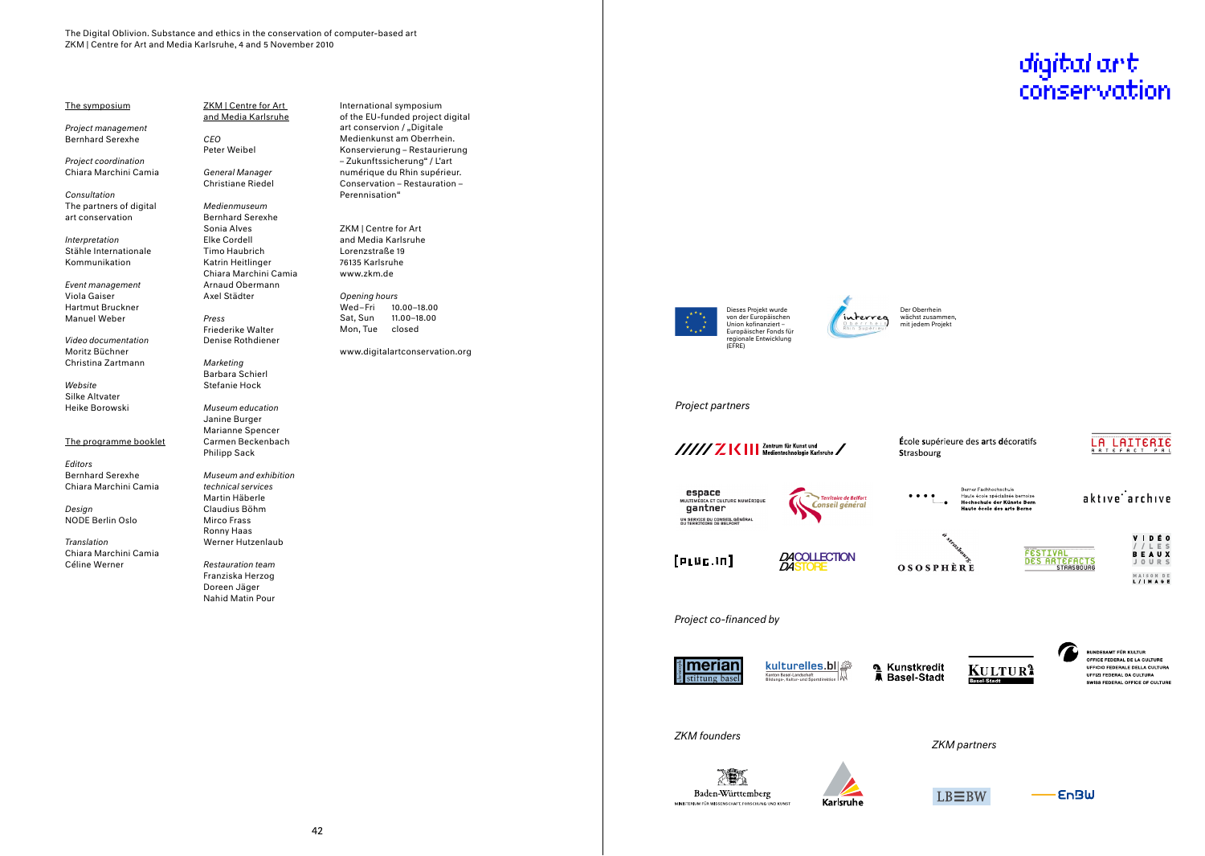The Digital Oblivion. Substance and ethics in the conservation of computer-based art
ZKM | Centre for Art and Media Karlsruhe, 4 and 5 November 2010

The symposium

*Project management*
Bernhard Serexhe

*Project coordination*
Chiara Marchini Camia

*Consultation*
The partners of digital art conservation

*Interpretation*
Stähle Internationale Kommunikation

*Event management*
Viola Gaiser
Hartmut Bruckner
Manuel Weber

*Video documentation*
Moritz Büchner
Christina Zartmann

*Website*
Silke Altvater
Heike Borowski

The programme booklet

*Editors*
Bernhard Serexhe
Chiara Marchini Camia

*Design*
NODE Berlin Oslo

*Translation*
Chiara Marchini Camia
Céline Werner

ZKM | Centre for Art and Media Karlsruhe

*CEO*
Peter Weibel

*General Manager*
Christiane Riedel

*Medienmuseum*
Bernhard Serexhe
Sonia Alves
Elke Cordell
Timo Haubrich
Katrin Heitlinger
Chiara Marchini Camia
Arnaud Obermann
Axel Städter

*Press*
Friederike Walter
Denise Rothdiener

*Marketing*
Barbara Schierl
Stefanie Hock

*Museum education*
Janine Burger
Marianne Spencer
Carmen Beckenbach
Philipp Sack

*Museum and exhibition technical services*
Martin Häberle
Claudius Böhm
Mirco Frass
Ronny Haas
Werner Hutzenlaub

*Restauration team*
Franziska Herzog
Doreen Jäger
Nahid Matin Pour

International symposium of the EU-funded project digital art conservion / „Digitale Medienkunst am Oberrhein. Konservierung – Restaurierung – Zukunftssicherung“ / L'art numérique du Rhin supérieur. Conservation – Restauration – Perennisation“

ZKM | Centre for Art and Media Karlsruhe
Lorenzstraße 19
76135 Karlsruhe
www.zkm.de

*Opening hours*

| | |
|---|---|
| Wed–Fri | 10.00–18.00 |
| Sat, Sun | 11.00–18.00 |
| Mon, Tue | closed |

www.digitalartconservation.org

digital art conservation

Dieses Projekt wurde von der Europäischen Union kofinanziert – Europäischer Fonds für regionale Entwicklung (EFRE)

Der Oberrhein wächst zusammen, mit jedem Projekt

*Project partners*

ZKM Zentrum für Kunst und Medientechnologie Karlsruhe

École supérieure des arts décoratifs Strasbourg

La Laiterie Artefact PAL

espace multimédia et culture numérique gantner – un service du conseil général du territoire de Belfort

Territoire de Belfort Conseil général

Berner Fachhochschule – Haute école spécialisée bernoise – Hochschule der Künste Bern – Haute école des arts Berne

aktive archive

[PLUG.IN]

DA COLLECTION DA STORE

Ososphère

Festival des Artefacts Strasbourg

Vidéo / Les Beaux Jours – Maison de l'image

*Project co-financed by*

Christoph Merian Stiftung Basel

kulturelles.bl – Kanton Basel-Landschaft Bildungs-, Kultur- und Sportdirektion

Kunstkredit Basel-Stadt

Kultur Basel-Stadt

Bundesamt für Kultur
Office fédéral de la culture
Ufficio federale della cultura
Uffizi federal da cultura
Swiss Federal Office of Culture

*ZKM founders*

Baden-Württemberg – Ministerium für Wissenschaft, Forschung und Kunst

Karlsruhe

*ZKM partners*

LBBW

EnBW